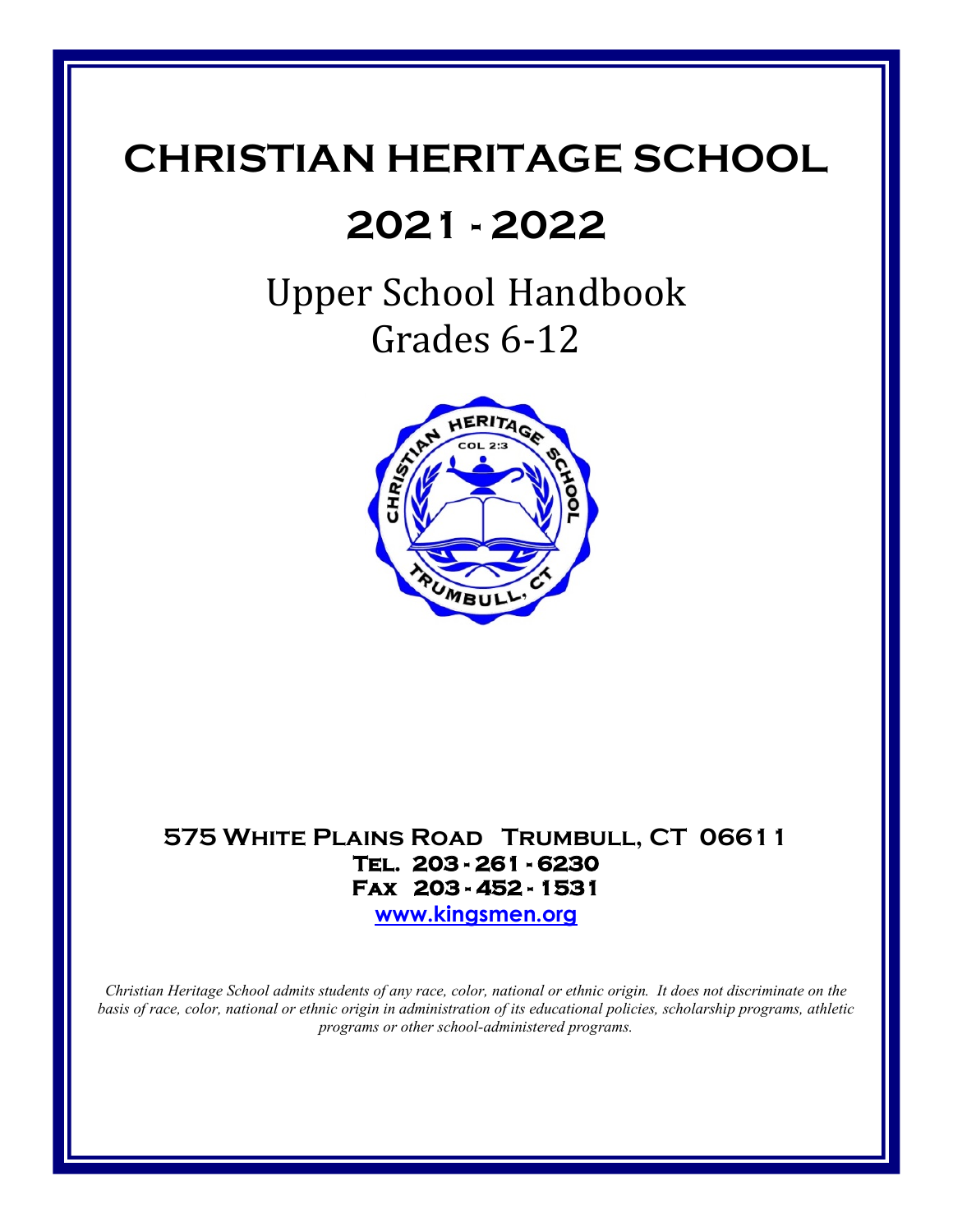# CHRISTIAN HERITAGE SCHOOL

# 2021 - 2022

## Upper School Handbook
## Grades 6-12

**575 White Plains Road Trumbull, CT 06611**
**Tel. 203 - 261 - 6230**
**Fax 203 - 452 - 1531**
**www.kingsmen.org**

*Christian Heritage School admits students of any race, color, national or ethnic origin. It does not discriminate on the basis of race, color, national or ethnic origin in administration of its educational policies, scholarship programs, athletic programs or other school-administered programs.*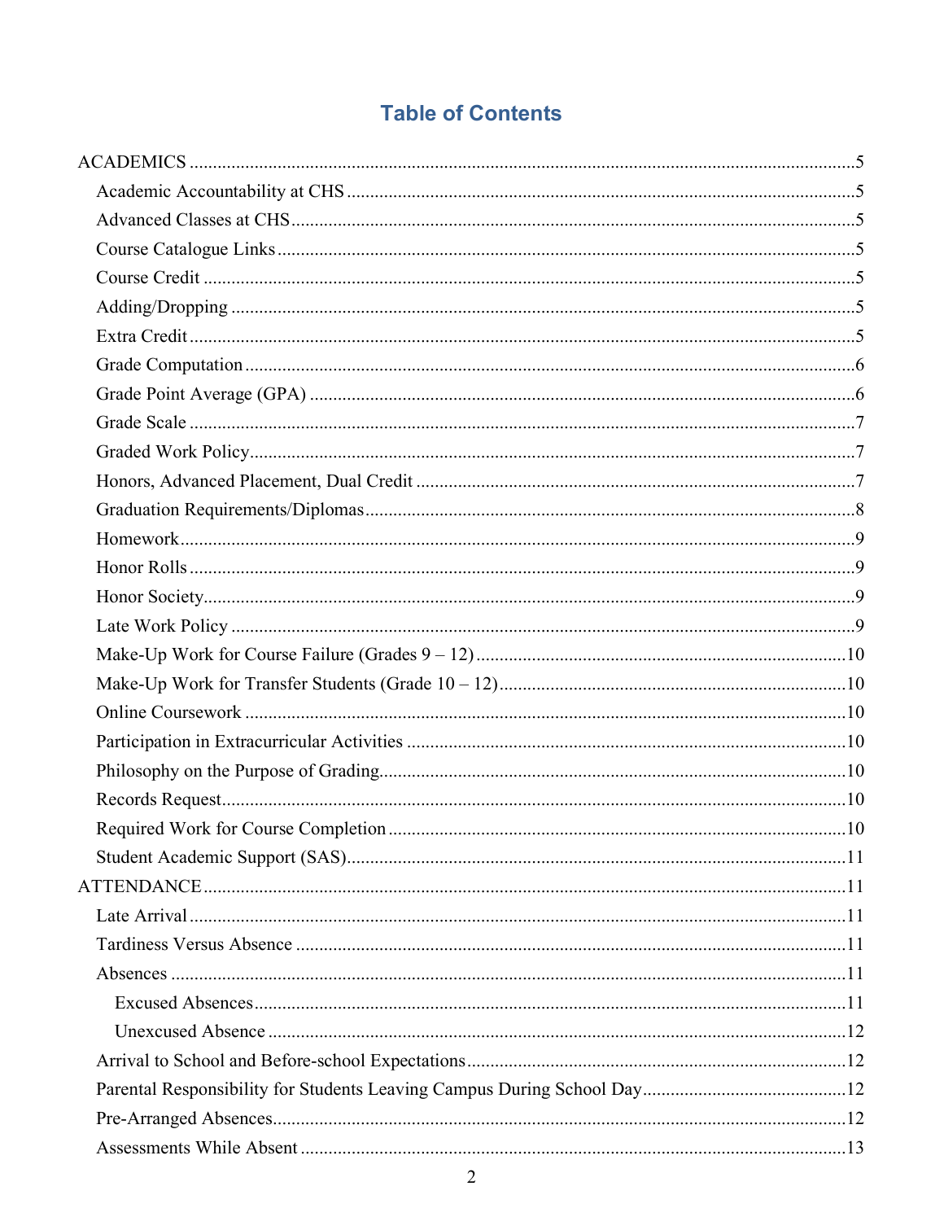# Table of Contents

- ACADEMICS ... 5
  - Academic Accountability at CHS ... 5
  - Advanced Classes at CHS ... 5
  - Course Catalogue Links ... 5
  - Course Credit ... 5
  - Adding/Dropping ... 5
  - Extra Credit ... 5
  - Grade Computation ... 6
  - Grade Point Average (GPA) ... 6
  - Grade Scale ... 7
  - Graded Work Policy ... 7
  - Honors, Advanced Placement, Dual Credit ... 7
  - Graduation Requirements/Diplomas ... 8
  - Homework ... 9
  - Honor Rolls ... 9
  - Honor Society ... 9
  - Late Work Policy ... 9
  - Make-Up Work for Course Failure (Grades 9 – 12) ... 10
  - Make-Up Work for Transfer Students (Grade 10 – 12) ... 10
  - Online Coursework ... 10
  - Participation in Extracurricular Activities ... 10
  - Philosophy on the Purpose of Grading ... 10
  - Records Request ... 10
  - Required Work for Course Completion ... 10
  - Student Academic Support (SAS) ... 11
- ATTENDANCE ... 11
  - Late Arrival ... 11
  - Tardiness Versus Absence ... 11
  - Absences ... 11
    - Excused Absences ... 11
    - Unexcused Absence ... 12
  - Arrival to School and Before-school Expectations ... 12
  - Parental Responsibility for Students Leaving Campus During School Day ... 12
  - Pre-Arranged Absences ... 12
  - Assessments While Absent ... 13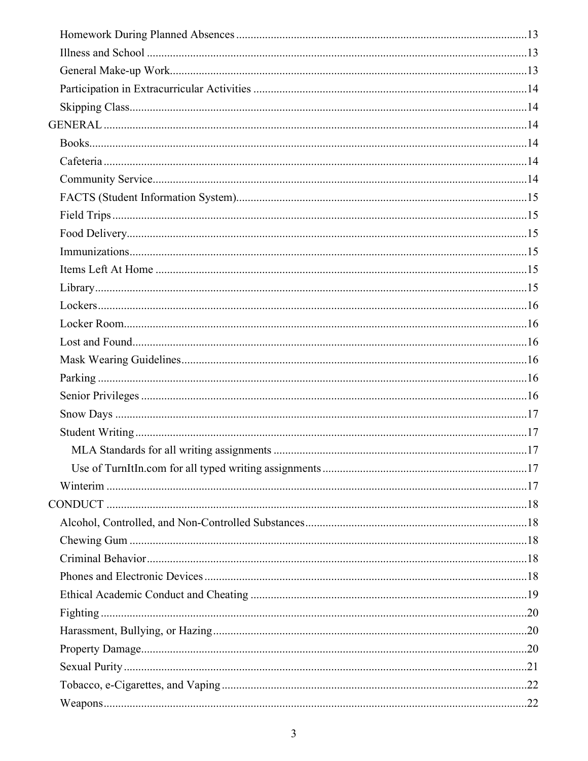- Homework During Planned Absences ........ 13
- Illness and School ........ 13
- General Make-up Work ........ 13
- Participation in Extracurricular Activities ........ 14
- Skipping Class ........ 14

GENERAL ........ 14

- Books ........ 14
- Cafeteria ........ 14
- Community Service ........ 14
- FACTS (Student Information System) ........ 15
- Field Trips ........ 15
- Food Delivery ........ 15
- Immunizations ........ 15
- Items Left At Home ........ 15
- Library ........ 15
- Lockers ........ 16
- Locker Room ........ 16
- Lost and Found ........ 16
- Mask Wearing Guidelines ........ 16
- Parking ........ 16
- Senior Privileges ........ 16
- Snow Days ........ 17
- Student Writing ........ 17
  - MLA Standards for all writing assignments ........ 17
  - Use of TurnItIn.com for all typed writing assignments ........ 17
- Winterim ........ 17

CONDUCT ........ 18

- Alcohol, Controlled, and Non-Controlled Substances ........ 18
- Chewing Gum ........ 18
- Criminal Behavior ........ 18
- Phones and Electronic Devices ........ 18
- Ethical Academic Conduct and Cheating ........ 19
- Fighting ........ 20
- Harassment, Bullying, or Hazing ........ 20
- Property Damage ........ 20
- Sexual Purity ........ 21
- Tobacco, e-Cigarettes, and Vaping ........ 22
- Weapons ........ 22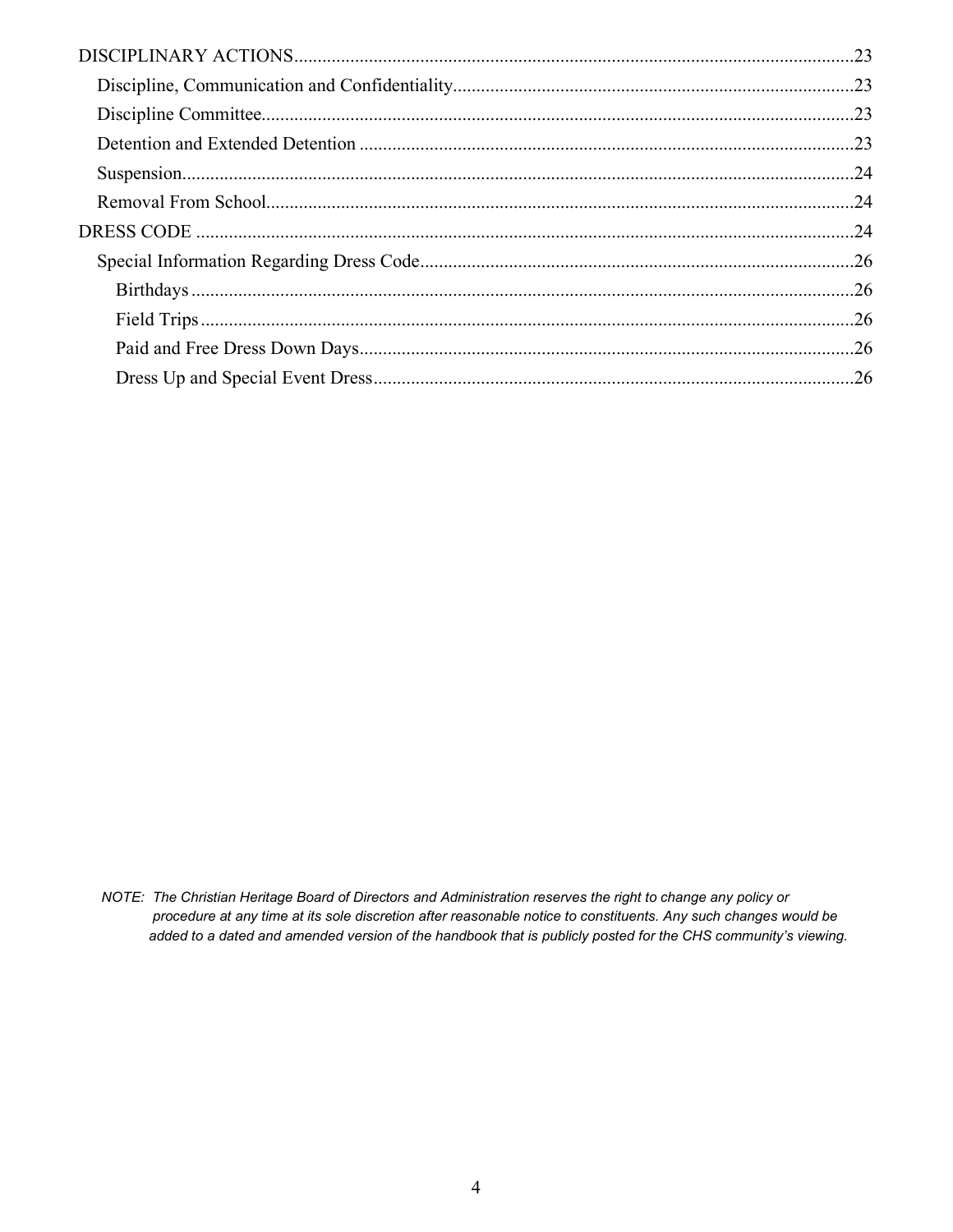DISCIPLINARY ACTIONS........................................................................................................................23
- Discipline, Communication and Confidentiality......................................................................................23
- Discipline Committee..............................................................................................................................23
- Detention and Extended Detention ..........................................................................................................23
- Suspension...............................................................................................................................................24
- Removal From School.............................................................................................................................24

DRESS CODE ...........................................................................................................................................24
- Special Information Regarding Dress Code............................................................................................26
  - Birthdays ............................................................................................................................................26
  - Field Trips ..........................................................................................................................................26
  - Paid and Free Dress Down Days.........................................................................................................26
  - Dress Up and Special Event Dress......................................................................................................26

*NOTE: The Christian Heritage Board of Directors and Administration reserves the right to change any policy or procedure at any time at its sole discretion after reasonable notice to constituents. Any such changes would be added to a dated and amended version of the handbook that is publicly posted for the CHS community's viewing.*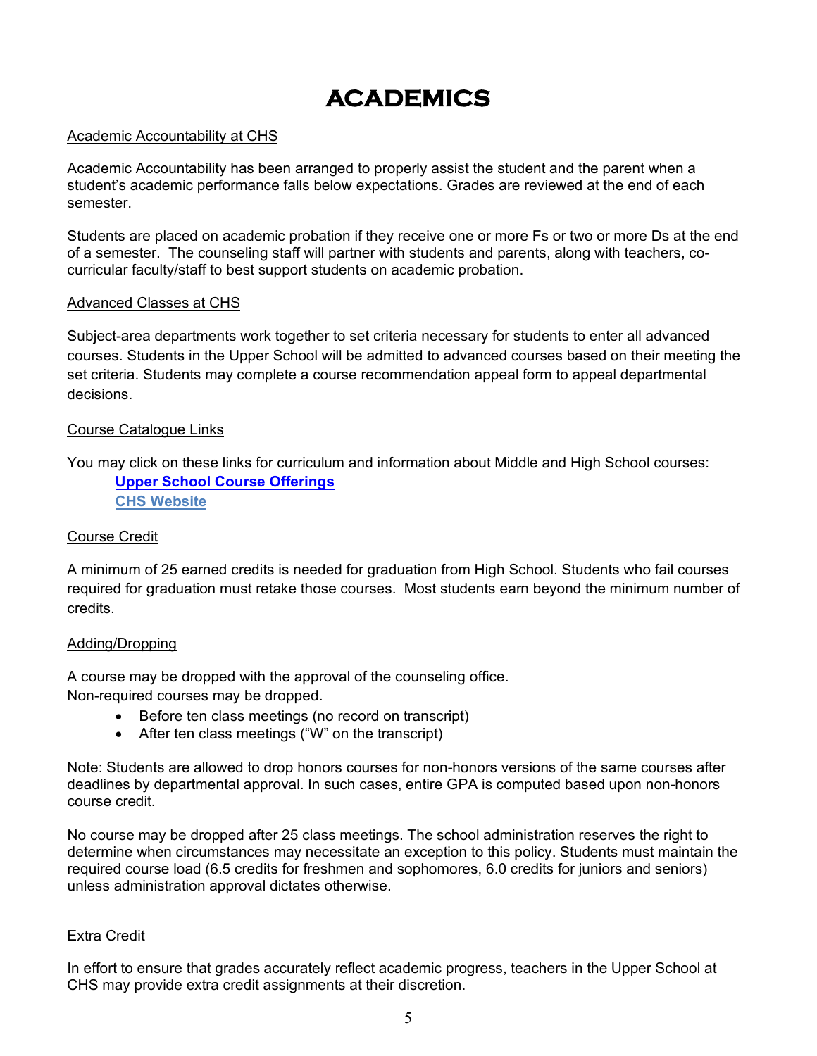# ACADEMICS

Academic Accountability at CHS

Academic Accountability has been arranged to properly assist the student and the parent when a student's academic performance falls below expectations. Grades are reviewed at the end of each semester.

Students are placed on academic probation if they receive one or more Fs or two or more Ds at the end of a semester. The counseling staff will partner with students and parents, along with teachers, co-curricular faculty/staff to best support students on academic probation.

Advanced Classes at CHS

Subject-area departments work together to set criteria necessary for students to enter all advanced courses. Students in the Upper School will be admitted to advanced courses based on their meeting the set criteria. Students may complete a course recommendation appeal form to appeal departmental decisions.

Course Catalogue Links

You may click on these links for curriculum and information about Middle and High School courses:

**Upper School Course Offerings**
**CHS Website**

Course Credit

A minimum of 25 earned credits is needed for graduation from High School. Students who fail courses required for graduation must retake those courses. Most students earn beyond the minimum number of credits.

Adding/Dropping

A course may be dropped with the approval of the counseling office.
Non-required courses may be dropped.

- Before ten class meetings (no record on transcript)
- After ten class meetings ("W" on the transcript)

Note: Students are allowed to drop honors courses for non-honors versions of the same courses after deadlines by departmental approval. In such cases, entire GPA is computed based upon non-honors course credit.

No course may be dropped after 25 class meetings. The school administration reserves the right to determine when circumstances may necessitate an exception to this policy. Students must maintain the required course load (6.5 credits for freshmen and sophomores, 6.0 credits for juniors and seniors) unless administration approval dictates otherwise.

Extra Credit

In effort to ensure that grades accurately reflect academic progress, teachers in the Upper School at CHS may provide extra credit assignments at their discretion.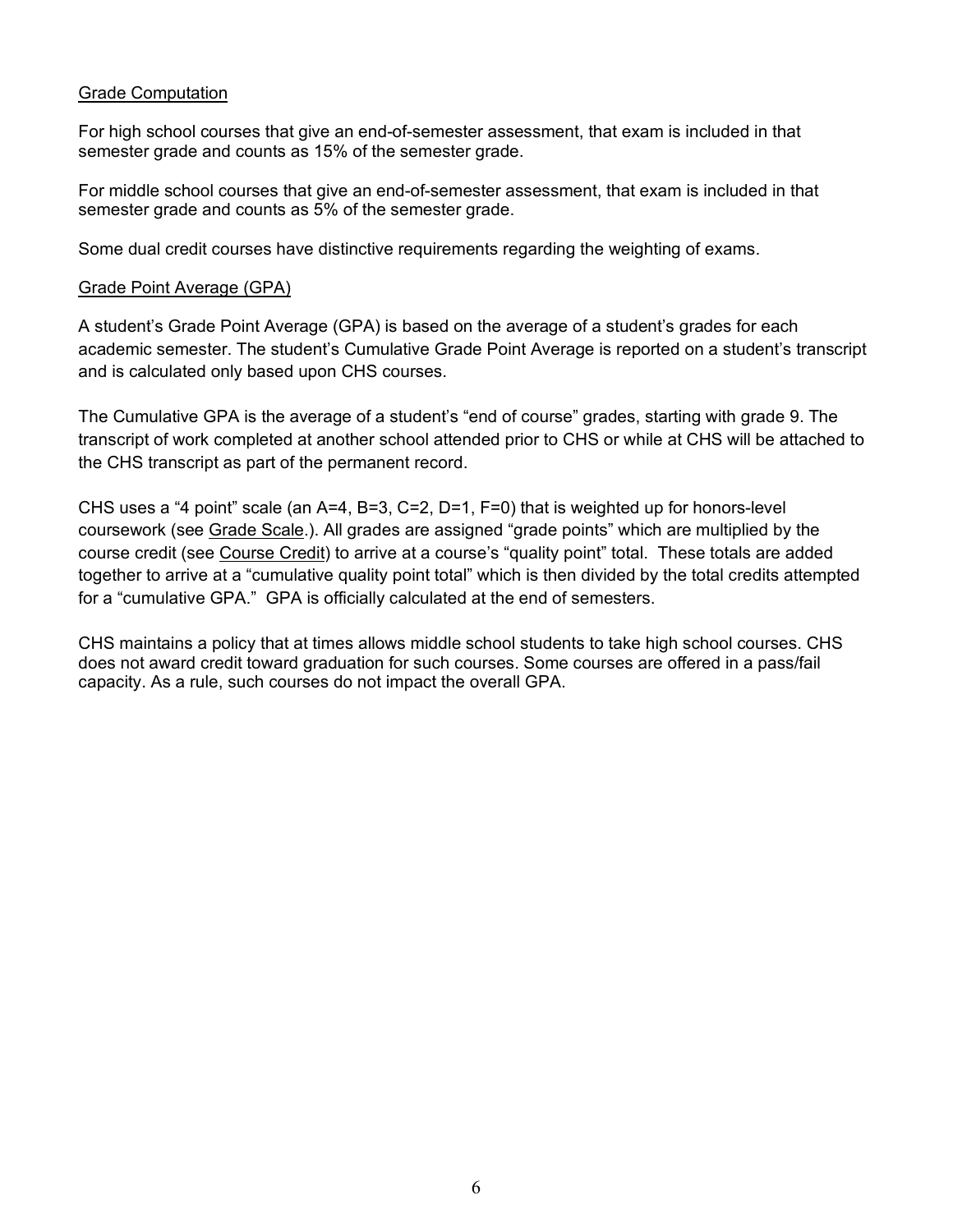## Grade Computation

For high school courses that give an end-of-semester assessment, that exam is included in that semester grade and counts as 15% of the semester grade.

For middle school courses that give an end-of-semester assessment, that exam is included in that semester grade and counts as 5% of the semester grade.

Some dual credit courses have distinctive requirements regarding the weighting of exams.

## Grade Point Average (GPA)

A student's Grade Point Average (GPA) is based on the average of a student's grades for each academic semester. The student's Cumulative Grade Point Average is reported on a student's transcript and is calculated only based upon CHS courses.

The Cumulative GPA is the average of a student's "end of course" grades, starting with grade 9. The transcript of work completed at another school attended prior to CHS or while at CHS will be attached to the CHS transcript as part of the permanent record.

CHS uses a "4 point" scale (an A=4, B=3, C=2, D=1, F=0) that is weighted up for honors-level coursework (see Grade Scale.). All grades are assigned "grade points" which are multiplied by the course credit (see Course Credit) to arrive at a course's "quality point" total. These totals are added together to arrive at a "cumulative quality point total" which is then divided by the total credits attempted for a "cumulative GPA." GPA is officially calculated at the end of semesters.

CHS maintains a policy that at times allows middle school students to take high school courses. CHS does not award credit toward graduation for such courses. Some courses are offered in a pass/fail capacity. As a rule, such courses do not impact the overall GPA.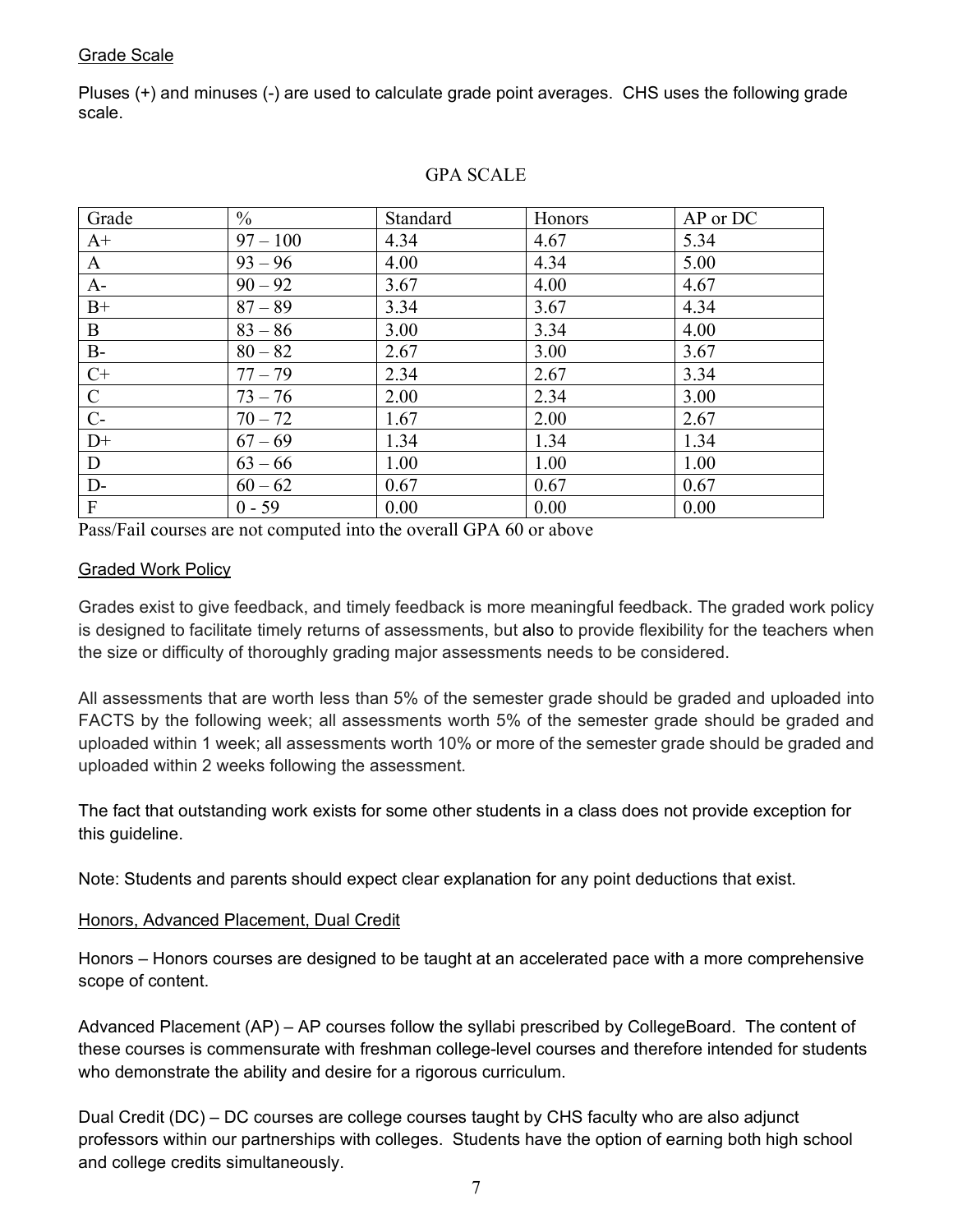## Grade Scale

Pluses (+) and minuses (-) are used to calculate grade point averages. CHS uses the following grade scale.

GPA SCALE

| Grade | % | Standard | Honors | AP or DC |
|---|---|---|---|---|
| A+ | 97 – 100 | 4.34 | 4.67 | 5.34 |
| A | 93 – 96 | 4.00 | 4.34 | 5.00 |
| A- | 90 – 92 | 3.67 | 4.00 | 4.67 |
| B+ | 87 – 89 | 3.34 | 3.67 | 4.34 |
| B | 83 – 86 | 3.00 | 3.34 | 4.00 |
| B- | 80 – 82 | 2.67 | 3.00 | 3.67 |
| C+ | 77 – 79 | 2.34 | 2.67 | 3.34 |
| C | 73 – 76 | 2.00 | 2.34 | 3.00 |
| C- | 70 – 72 | 1.67 | 2.00 | 2.67 |
| D+ | 67 – 69 | 1.34 | 1.34 | 1.34 |
| D | 63 – 66 | 1.00 | 1.00 | 1.00 |
| D- | 60 – 62 | 0.67 | 0.67 | 0.67 |
| F | 0 - 59 | 0.00 | 0.00 | 0.00 |

Pass/Fail courses are not computed into the overall GPA 60 or above

## Graded Work Policy

Grades exist to give feedback, and timely feedback is more meaningful feedback. The graded work policy is designed to facilitate timely returns of assessments, but also to provide flexibility for the teachers when the size or difficulty of thoroughly grading major assessments needs to be considered.

All assessments that are worth less than 5% of the semester grade should be graded and uploaded into FACTS by the following week; all assessments worth 5% of the semester grade should be graded and uploaded within 1 week; all assessments worth 10% or more of the semester grade should be graded and uploaded within 2 weeks following the assessment.

The fact that outstanding work exists for some other students in a class does not provide exception for this guideline.

Note: Students and parents should expect clear explanation for any point deductions that exist.

## Honors, Advanced Placement, Dual Credit

Honors – Honors courses are designed to be taught at an accelerated pace with a more comprehensive scope of content.

Advanced Placement (AP) – AP courses follow the syllabi prescribed by CollegeBoard. The content of these courses is commensurate with freshman college-level courses and therefore intended for students who demonstrate the ability and desire for a rigorous curriculum.

Dual Credit (DC) – DC courses are college courses taught by CHS faculty who are also adjunct professors within our partnerships with colleges. Students have the option of earning both high school and college credits simultaneously.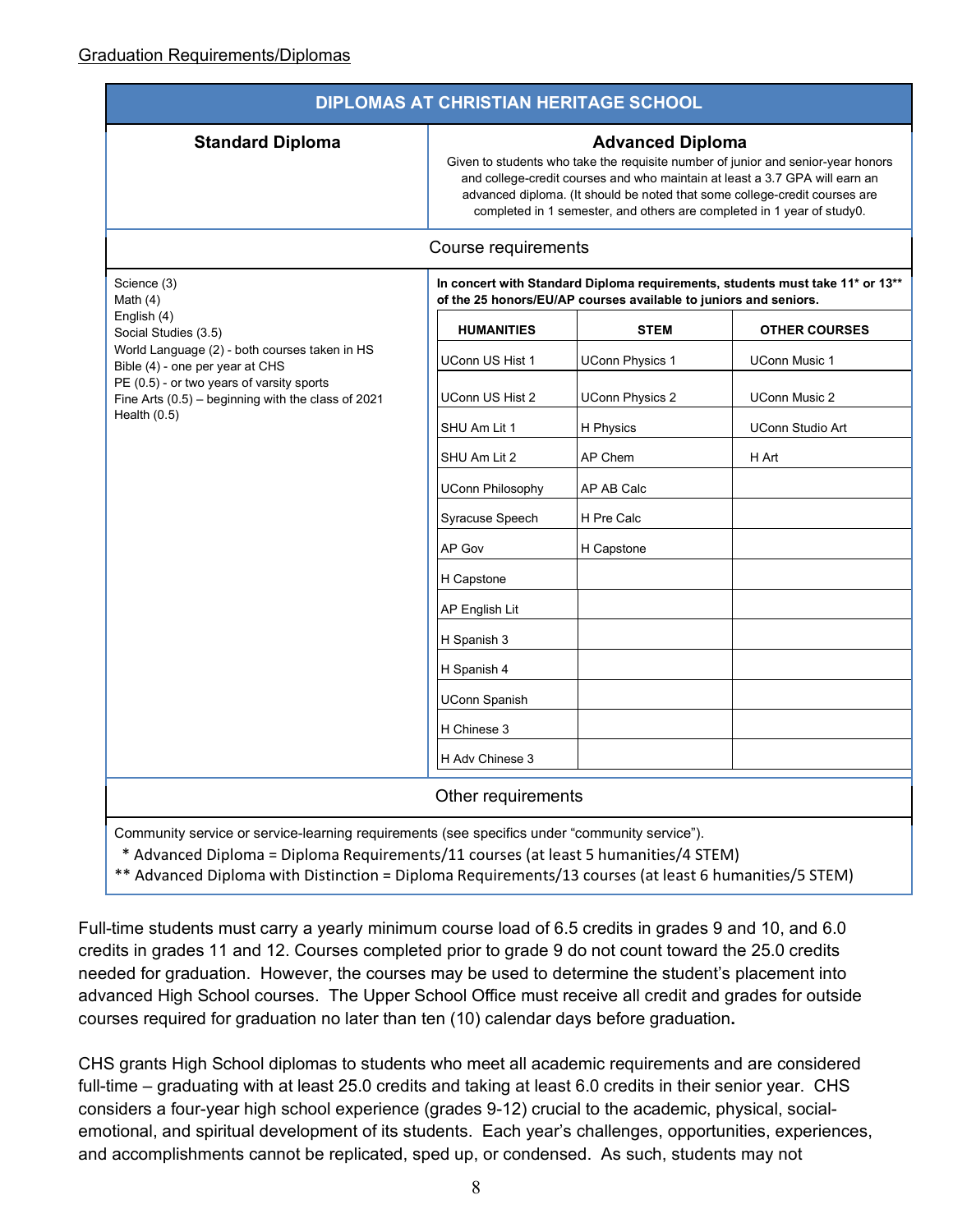Graduation Requirements/Diplomas

## DIPLOMAS AT CHRISTIAN HERITAGE SCHOOL

| Standard Diploma | Advanced Diploma | | |
|---|---|---|---|
| | Given to students who take the requisite number of junior and senior-year honors and college-credit courses and who maintain at least a 3.7 GPA will earn an advanced diploma. (It should be noted that some college-credit courses are completed in 1 semester, and others are completed in 1 year of study0. | | |
| **Course requirements** | | | |
| Science (3)<br>Math (4)<br>English (4)<br>Social Studies (3.5)<br>World Language (2) - both courses taken in HS<br>Bible (4) - one per year at CHS<br>PE (0.5) - or two years of varsity sports<br>Fine Arts (0.5) – beginning with the class of 2021<br>Health (0.5) | **In concert with Standard Diploma requirements, students must take 11* or 13** of the 25 honors/EU/AP courses available to juniors and seniors.** | | |
| | **HUMANITIES** | **STEM** | **OTHER COURSES** |
| | UConn US Hist 1 | UConn Physics 1 | UConn Music 1 |
| | UConn US Hist 2 | UConn Physics 2 | UConn Music 2 |
| | SHU Am Lit 1 | H Physics | UConn Studio Art |
| | SHU Am Lit 2 | AP Chem | H Art |
| | UConn Philosophy | AP AB Calc | |
| | Syracuse Speech | H Pre Calc | |
| | AP Gov | H Capstone | |
| | H Capstone | | |
| | AP English Lit | | |
| | H Spanish 3 | | |
| | H Spanish 4 | | |
| | UConn Spanish | | |
| | H Chinese 3 | | |
| | H Adv Chinese 3 | | |
| **Other requirements** | | | |
| Community service or service-learning requirements (see specifics under "community service").<br>* Advanced Diploma = Diploma Requirements/11 courses (at least 5 humanities/4 STEM)<br>** Advanced Diploma with Distinction = Diploma Requirements/13 courses (at least 6 humanities/5 STEM) | | | |

Full-time students must carry a yearly minimum course load of 6.5 credits in grades 9 and 10, and 6.0 credits in grades 11 and 12. Courses completed prior to grade 9 do not count toward the 25.0 credits needed for graduation. However, the courses may be used to determine the student's placement into advanced High School courses. The Upper School Office must receive all credit and grades for outside courses required for graduation no later than ten (10) calendar days before graduation.

CHS grants High School diplomas to students who meet all academic requirements and are considered full-time – graduating with at least 25.0 credits and taking at least 6.0 credits in their senior year. CHS considers a four-year high school experience (grades 9-12) crucial to the academic, physical, social-emotional, and spiritual development of its students. Each year's challenges, opportunities, experiences, and accomplishments cannot be replicated, sped up, or condensed. As such, students may not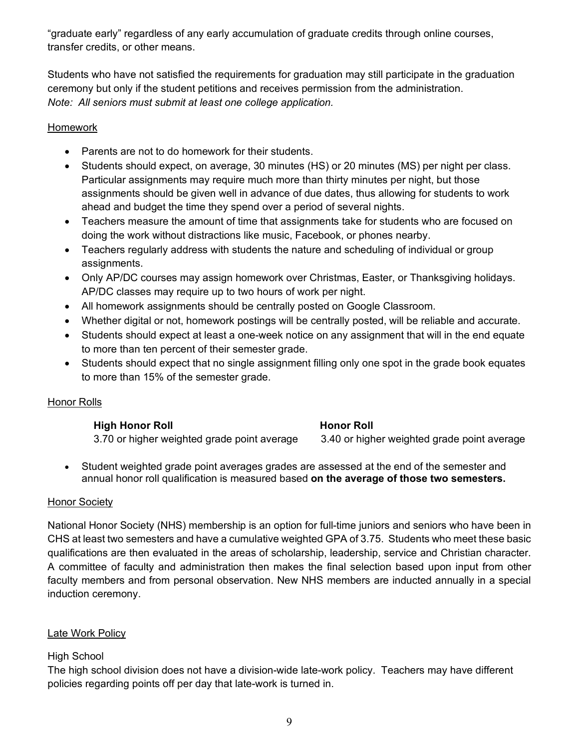"graduate early" regardless of any early accumulation of graduate credits through online courses, transfer credits, or other means.

Students who have not satisfied the requirements for graduation may still participate in the graduation ceremony but only if the student petitions and receives permission from the administration.
*Note: All seniors must submit at least one college application.*

## Homework

- Parents are not to do homework for their students.
- Students should expect, on average, 30 minutes (HS) or 20 minutes (MS) per night per class. Particular assignments may require much more than thirty minutes per night, but those assignments should be given well in advance of due dates, thus allowing for students to work ahead and budget the time they spend over a period of several nights.
- Teachers measure the amount of time that assignments take for students who are focused on doing the work without distractions like music, Facebook, or phones nearby.
- Teachers regularly address with students the nature and scheduling of individual or group assignments.
- Only AP/DC courses may assign homework over Christmas, Easter, or Thanksgiving holidays. AP/DC classes may require up to two hours of work per night.
- All homework assignments should be centrally posted on Google Classroom.
- Whether digital or not, homework postings will be centrally posted, will be reliable and accurate.
- Students should expect at least a one-week notice on any assignment that will in the end equate to more than ten percent of their semester grade.
- Students should expect that no single assignment filling only one spot in the grade book equates to more than 15% of the semester grade.

## Honor Rolls

| **High Honor Roll** | **Honor Roll** |
| --- | --- |
| 3.70 or higher weighted grade point average | 3.40 or higher weighted grade point average |

- Student weighted grade point averages grades are assessed at the end of the semester and annual honor roll qualification is measured based **on the average of those two semesters.**

## Honor Society

National Honor Society (NHS) membership is an option for full-time juniors and seniors who have been in CHS at least two semesters and have a cumulative weighted GPA of 3.75. Students who meet these basic qualifications are then evaluated in the areas of scholarship, leadership, service and Christian character. A committee of faculty and administration then makes the final selection based upon input from other faculty members and from personal observation. New NHS members are inducted annually in a special induction ceremony.

## Late Work Policy

### High School

The high school division does not have a division-wide late-work policy. Teachers may have different policies regarding points off per day that late-work is turned in.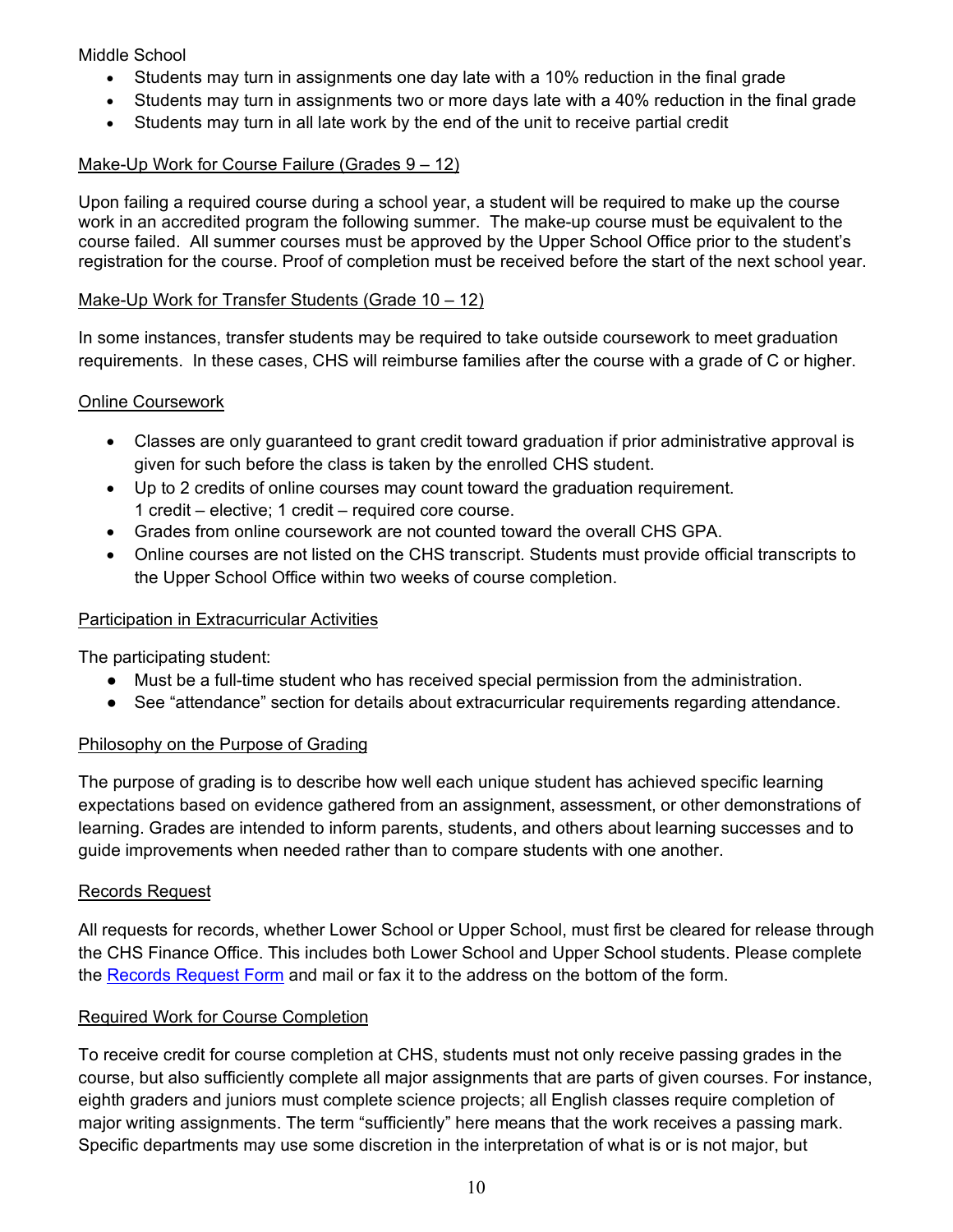Middle School

- Students may turn in assignments one day late with a 10% reduction in the final grade
- Students may turn in assignments two or more days late with a 40% reduction in the final grade
- Students may turn in all late work by the end of the unit to receive partial credit

## Make-Up Work for Course Failure (Grades 9 – 12)

Upon failing a required course during a school year, a student will be required to make up the course work in an accredited program the following summer. The make-up course must be equivalent to the course failed. All summer courses must be approved by the Upper School Office prior to the student's registration for the course. Proof of completion must be received before the start of the next school year.

## Make-Up Work for Transfer Students (Grade 10 – 12)

In some instances, transfer students may be required to take outside coursework to meet graduation requirements. In these cases, CHS will reimburse families after the course with a grade of C or higher.

## Online Coursework

- Classes are only guaranteed to grant credit toward graduation if prior administrative approval is given for such before the class is taken by the enrolled CHS student.
- Up to 2 credits of online courses may count toward the graduation requirement.
  1 credit – elective; 1 credit – required core course.
- Grades from online coursework are not counted toward the overall CHS GPA.
- Online courses are not listed on the CHS transcript. Students must provide official transcripts to the Upper School Office within two weeks of course completion.

## Participation in Extracurricular Activities

The participating student:

- Must be a full-time student who has received special permission from the administration.
- See "attendance" section for details about extracurricular requirements regarding attendance.

## Philosophy on the Purpose of Grading

The purpose of grading is to describe how well each unique student has achieved specific learning expectations based on evidence gathered from an assignment, assessment, or other demonstrations of learning. Grades are intended to inform parents, students, and others about learning successes and to guide improvements when needed rather than to compare students with one another.

## Records Request

All requests for records, whether Lower School or Upper School, must first be cleared for release through the CHS Finance Office. This includes both Lower School and Upper School students. Please complete the Records Request Form and mail or fax it to the address on the bottom of the form.

## Required Work for Course Completion

To receive credit for course completion at CHS, students must not only receive passing grades in the course, but also sufficiently complete all major assignments that are parts of given courses. For instance, eighth graders and juniors must complete science projects; all English classes require completion of major writing assignments. The term "sufficiently" here means that the work receives a passing mark. Specific departments may use some discretion in the interpretation of what is or is not major, but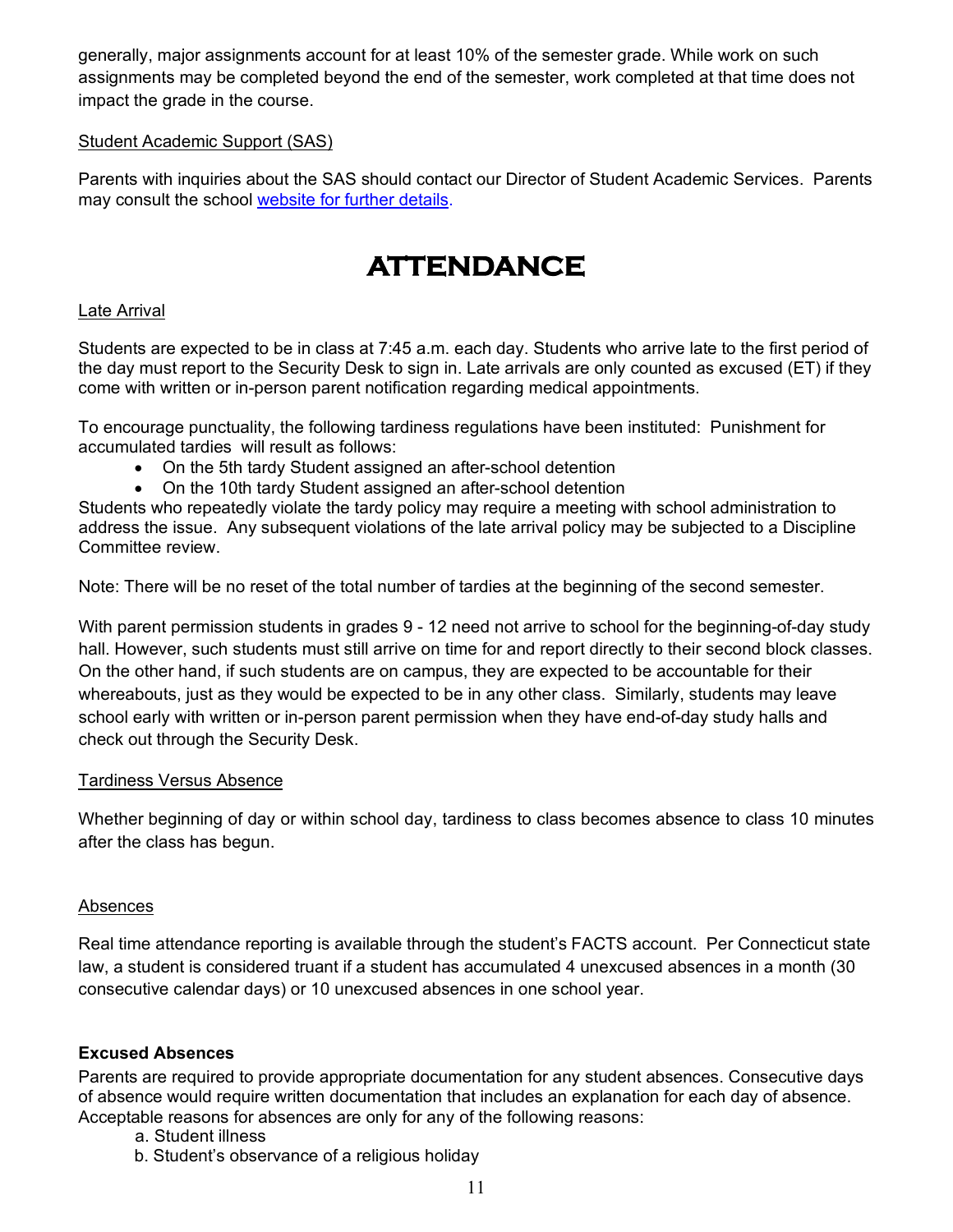generally, major assignments account for at least 10% of the semester grade. While work on such assignments may be completed beyond the end of the semester, work completed at that time does not impact the grade in the course.

Student Academic Support (SAS)

Parents with inquiries about the SAS should contact our Director of Student Academic Services. Parents may consult the school [website for further details](website for further details).

# ATTENDANCE

Late Arrival

Students are expected to be in class at 7:45 a.m. each day. Students who arrive late to the first period of the day must report to the Security Desk to sign in. Late arrivals are only counted as excused (ET) if they come with written or in-person parent notification regarding medical appointments.

To encourage punctuality, the following tardiness regulations have been instituted: Punishment for accumulated tardies will result as follows:

- On the 5th tardy Student assigned an after-school detention
- On the 10th tardy Student assigned an after-school detention

Students who repeatedly violate the tardy policy may require a meeting with school administration to address the issue. Any subsequent violations of the late arrival policy may be subjected to a Discipline Committee review.

Note: There will be no reset of the total number of tardies at the beginning of the second semester.

With parent permission students in grades 9 - 12 need not arrive to school for the beginning-of-day study hall. However, such students must still arrive on time for and report directly to their second block classes. On the other hand, if such students are on campus, they are expected to be accountable for their whereabouts, just as they would be expected to be in any other class. Similarly, students may leave school early with written or in-person parent permission when they have end-of-day study halls and check out through the Security Desk.

Tardiness Versus Absence

Whether beginning of day or within school day, tardiness to class becomes absence to class 10 minutes after the class has begun.

Absences

Real time attendance reporting is available through the student's FACTS account. Per Connecticut state law, a student is considered truant if a student has accumulated 4 unexcused absences in a month (30 consecutive calendar days) or 10 unexcused absences in one school year.

**Excused Absences**

Parents are required to provide appropriate documentation for any student absences. Consecutive days of absence would require written documentation that includes an explanation for each day of absence. Acceptable reasons for absences are only for any of the following reasons:

a. Student illness
b. Student's observance of a religious holiday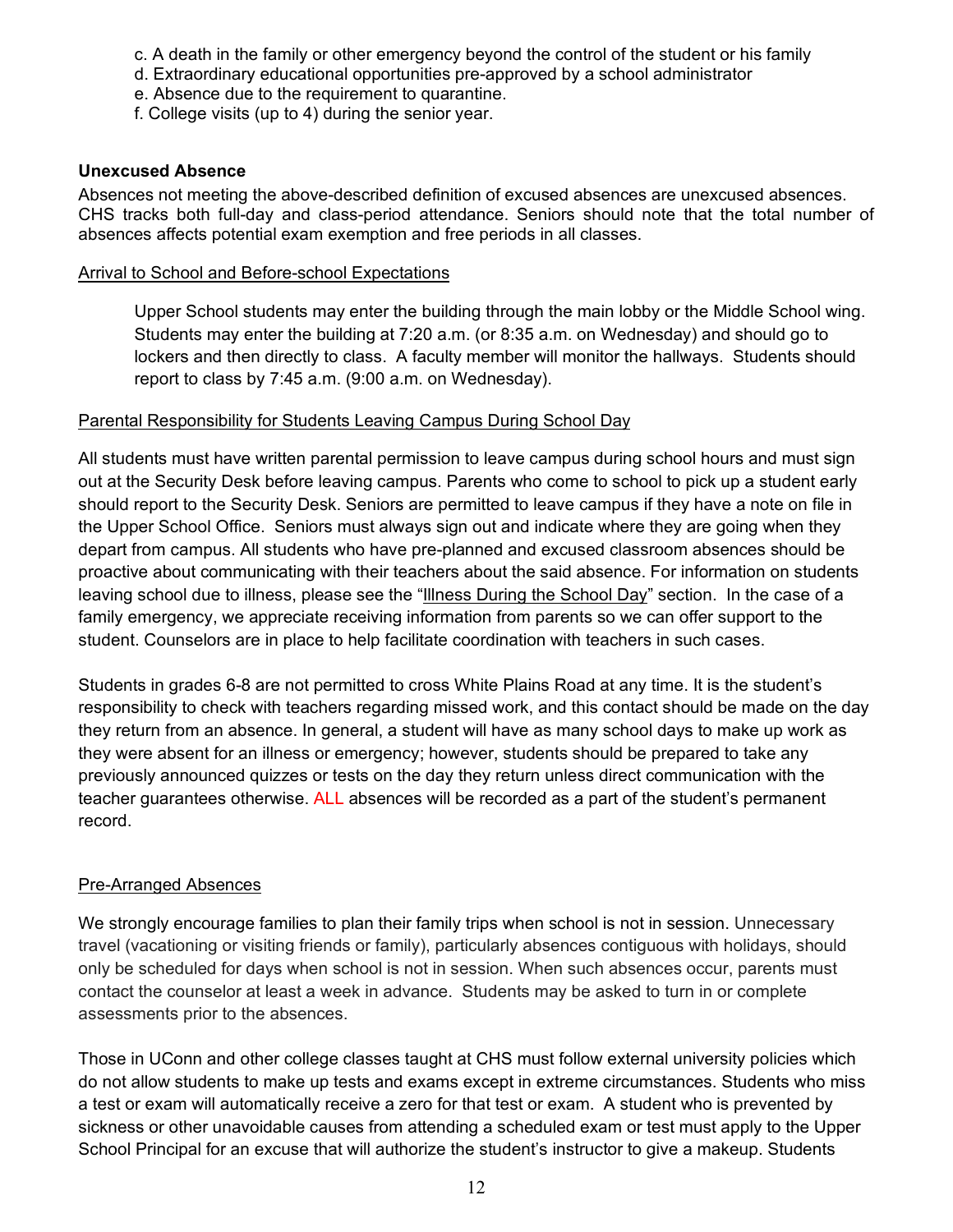c. A death in the family or other emergency beyond the control of the student or his family
d. Extraordinary educational opportunities pre-approved by a school administrator
e. Absence due to the requirement to quarantine.
f. College visits (up to 4) during the senior year.

**Unexcused Absence**

Absences not meeting the above-described definition of excused absences are unexcused absences. CHS tracks both full-day and class-period attendance. Seniors should note that the total number of absences affects potential exam exemption and free periods in all classes.

Arrival to School and Before-school Expectations

Upper School students may enter the building through the main lobby or the Middle School wing. Students may enter the building at 7:20 a.m. (or 8:35 a.m. on Wednesday) and should go to lockers and then directly to class. A faculty member will monitor the hallways. Students should report to class by 7:45 a.m. (9:00 a.m. on Wednesday).

Parental Responsibility for Students Leaving Campus During School Day

All students must have written parental permission to leave campus during school hours and must sign out at the Security Desk before leaving campus. Parents who come to school to pick up a student early should report to the Security Desk. Seniors are permitted to leave campus if they have a note on file in the Upper School Office. Seniors must always sign out and indicate where they are going when they depart from campus. All students who have pre-planned and excused classroom absences should be proactive about communicating with their teachers about the said absence. For information on students leaving school due to illness, please see the "Illness During the School Day" section. In the case of a family emergency, we appreciate receiving information from parents so we can offer support to the student. Counselors are in place to help facilitate coordination with teachers in such cases.

Students in grades 6-8 are not permitted to cross White Plains Road at any time. It is the student's responsibility to check with teachers regarding missed work, and this contact should be made on the day they return from an absence. In general, a student will have as many school days to make up work as they were absent for an illness or emergency; however, students should be prepared to take any previously announced quizzes or tests on the day they return unless direct communication with the teacher guarantees otherwise. ALL absences will be recorded as a part of the student's permanent record.

Pre-Arranged Absences

We strongly encourage families to plan their family trips when school is not in session. Unnecessary travel (vacationing or visiting friends or family), particularly absences contiguous with holidays, should only be scheduled for days when school is not in session. When such absences occur, parents must contact the counselor at least a week in advance. Students may be asked to turn in or complete assessments prior to the absences.

Those in UConn and other college classes taught at CHS must follow external university policies which do not allow students to make up tests and exams except in extreme circumstances. Students who miss a test or exam will automatically receive a zero for that test or exam. A student who is prevented by sickness or other unavoidable causes from attending a scheduled exam or test must apply to the Upper School Principal for an excuse that will authorize the student's instructor to give a makeup. Students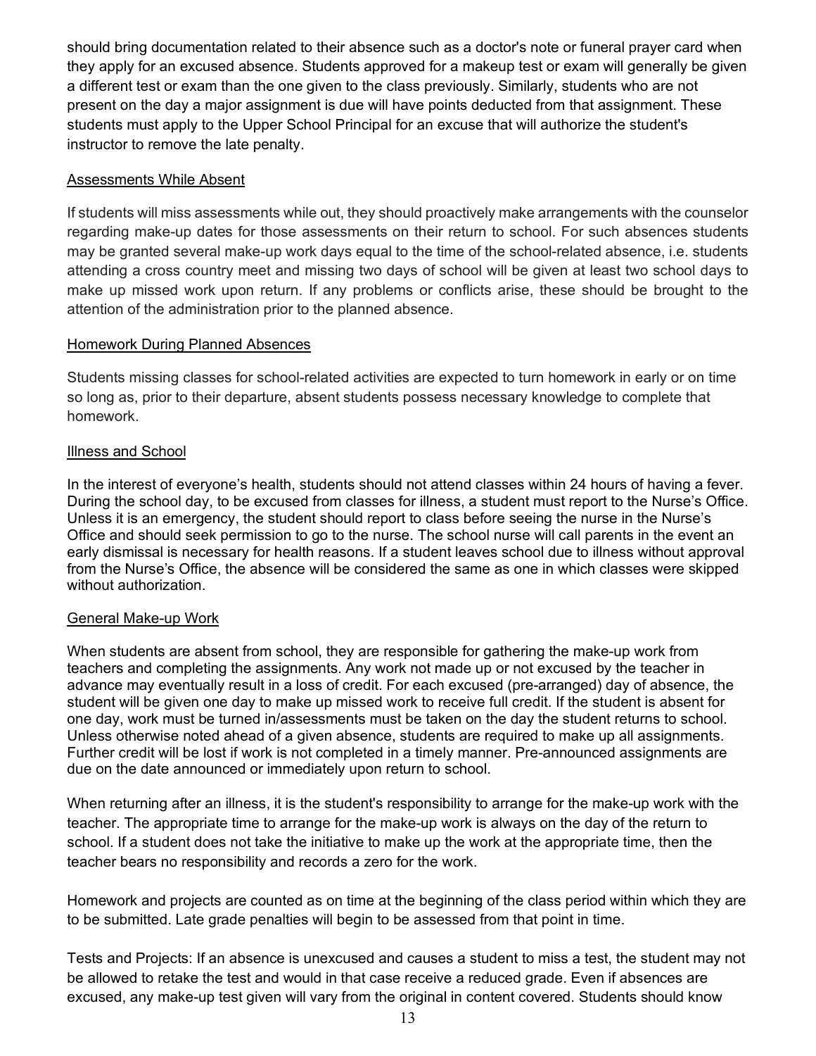should bring documentation related to their absence such as a doctor's note or funeral prayer card when they apply for an excused absence. Students approved for a makeup test or exam will generally be given a different test or exam than the one given to the class previously. Similarly, students who are not present on the day a major assignment is due will have points deducted from that assignment. These students must apply to the Upper School Principal for an excuse that will authorize the student's instructor to remove the late penalty.

### Assessments While Absent

If students will miss assessments while out, they should proactively make arrangements with the counselor regarding make-up dates for those assessments on their return to school. For such absences students may be granted several make-up work days equal to the time of the school-related absence, i.e. students attending a cross country meet and missing two days of school will be given at least two school days to make up missed work upon return. If any problems or conflicts arise, these should be brought to the attention of the administration prior to the planned absence.

### Homework During Planned Absences

Students missing classes for school-related activities are expected to turn homework in early or on time so long as, prior to their departure, absent students possess necessary knowledge to complete that homework.

### Illness and School

In the interest of everyone's health, students should not attend classes within 24 hours of having a fever. During the school day, to be excused from classes for illness, a student must report to the Nurse's Office. Unless it is an emergency, the student should report to class before seeing the nurse in the Nurse's Office and should seek permission to go to the nurse. The school nurse will call parents in the event an early dismissal is necessary for health reasons. If a student leaves school due to illness without approval from the Nurse's Office, the absence will be considered the same as one in which classes were skipped without authorization.

### General Make-up Work

When students are absent from school, they are responsible for gathering the make-up work from teachers and completing the assignments. Any work not made up or not excused by the teacher in advance may eventually result in a loss of credit. For each excused (pre-arranged) day of absence, the student will be given one day to make up missed work to receive full credit. If the student is absent for one day, work must be turned in/assessments must be taken on the day the student returns to school. Unless otherwise noted ahead of a given absence, students are required to make up all assignments. Further credit will be lost if work is not completed in a timely manner. Pre-announced assignments are due on the date announced or immediately upon return to school.

When returning after an illness, it is the student's responsibility to arrange for the make-up work with the teacher. The appropriate time to arrange for the make-up work is always on the day of the return to school. If a student does not take the initiative to make up the work at the appropriate time, then the teacher bears no responsibility and records a zero for the work.

Homework and projects are counted as on time at the beginning of the class period within which they are to be submitted. Late grade penalties will begin to be assessed from that point in time.

Tests and Projects: If an absence is unexcused and causes a student to miss a test, the student may not be allowed to retake the test and would in that case receive a reduced grade. Even if absences are excused, any make-up test given will vary from the original in content covered. Students should know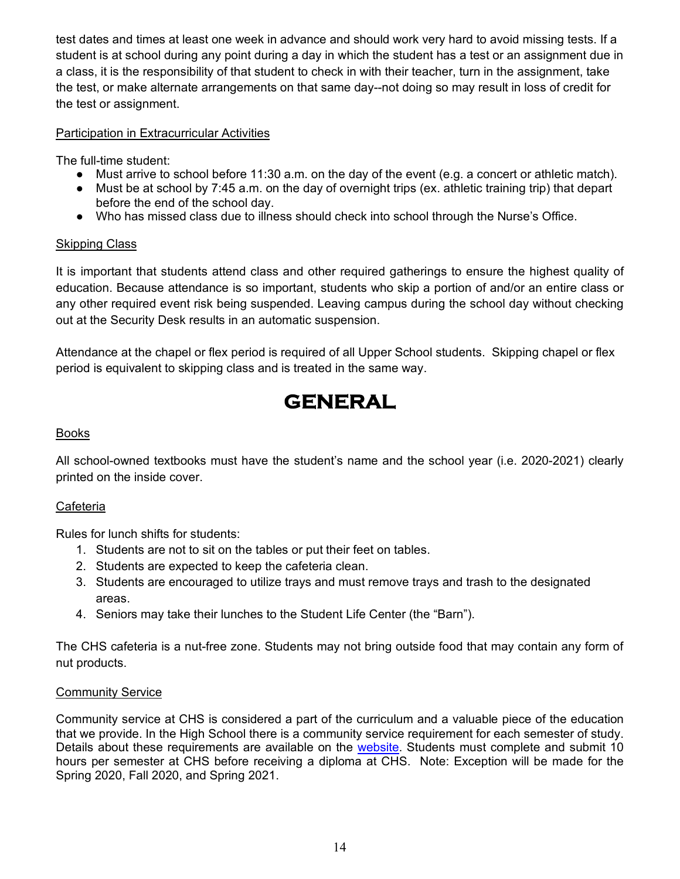test dates and times at least one week in advance and should work very hard to avoid missing tests. If a student is at school during any point during a day in which the student has a test or an assignment due in a class, it is the responsibility of that student to check in with their teacher, turn in the assignment, take the test, or make alternate arrangements on that same day--not doing so may result in loss of credit for the test or assignment.

### Participation in Extracurricular Activities

The full-time student:

- Must arrive to school before 11:30 a.m. on the day of the event (e.g. a concert or athletic match).
- Must be at school by 7:45 a.m. on the day of overnight trips (ex. athletic training trip) that depart before the end of the school day.
- Who has missed class due to illness should check into school through the Nurse's Office.

### Skipping Class

It is important that students attend class and other required gatherings to ensure the highest quality of education. Because attendance is so important, students who skip a portion of and/or an entire class or any other required event risk being suspended. Leaving campus during the school day without checking out at the Security Desk results in an automatic suspension.

Attendance at the chapel or flex period is required of all Upper School students. Skipping chapel or flex period is equivalent to skipping class and is treated in the same way.

# GENERAL

### Books

All school-owned textbooks must have the student's name and the school year (i.e. 2020-2021) clearly printed on the inside cover.

### Cafeteria

Rules for lunch shifts for students:

1. Students are not to sit on the tables or put their feet on tables.
2. Students are expected to keep the cafeteria clean.
3. Students are encouraged to utilize trays and must remove trays and trash to the designated areas.
4. Seniors may take their lunches to the Student Life Center (the "Barn").

The CHS cafeteria is a nut-free zone. Students may not bring outside food that may contain any form of nut products.

### Community Service

Community service at CHS is considered a part of the curriculum and a valuable piece of the education that we provide. In the High School there is a community service requirement for each semester of study. Details about these requirements are available on the website. Students must complete and submit 10 hours per semester at CHS before receiving a diploma at CHS. Note: Exception will be made for the Spring 2020, Fall 2020, and Spring 2021.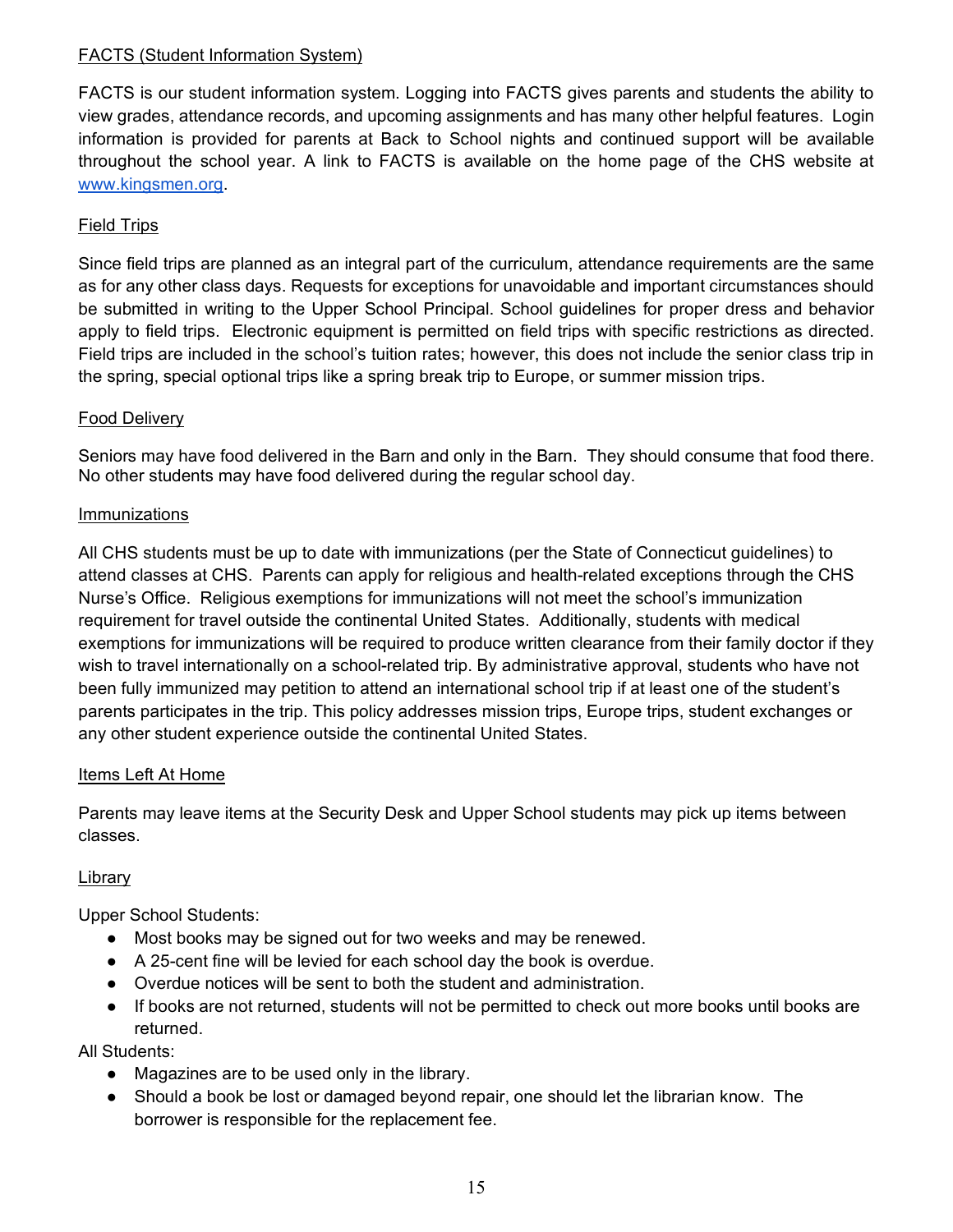## FACTS (Student Information System)

FACTS is our student information system. Logging into FACTS gives parents and students the ability to view grades, attendance records, and upcoming assignments and has many other helpful features. Login information is provided for parents at Back to School nights and continued support will be available throughout the school year. A link to FACTS is available on the home page of the CHS website at [www.kingsmen.org](http://www.kingsmen.org).

## Field Trips

Since field trips are planned as an integral part of the curriculum, attendance requirements are the same as for any other class days. Requests for exceptions for unavoidable and important circumstances should be submitted in writing to the Upper School Principal. School guidelines for proper dress and behavior apply to field trips. Electronic equipment is permitted on field trips with specific restrictions as directed. Field trips are included in the school's tuition rates; however, this does not include the senior class trip in the spring, special optional trips like a spring break trip to Europe, or summer mission trips.

## Food Delivery

Seniors may have food delivered in the Barn and only in the Barn. They should consume that food there. No other students may have food delivered during the regular school day.

## Immunizations

All CHS students must be up to date with immunizations (per the State of Connecticut guidelines) to attend classes at CHS. Parents can apply for religious and health-related exceptions through the CHS Nurse's Office. Religious exemptions for immunizations will not meet the school's immunization requirement for travel outside the continental United States. Additionally, students with medical exemptions for immunizations will be required to produce written clearance from their family doctor if they wish to travel internationally on a school-related trip. By administrative approval, students who have not been fully immunized may petition to attend an international school trip if at least one of the student's parents participates in the trip. This policy addresses mission trips, Europe trips, student exchanges or any other student experience outside the continental United States.

## Items Left At Home

Parents may leave items at the Security Desk and Upper School students may pick up items between classes.

## Library

Upper School Students:

- Most books may be signed out for two weeks and may be renewed.
- A 25-cent fine will be levied for each school day the book is overdue.
- Overdue notices will be sent to both the student and administration.
- If books are not returned, students will not be permitted to check out more books until books are returned.

All Students:

- Magazines are to be used only in the library.
- Should a book be lost or damaged beyond repair, one should let the librarian know. The borrower is responsible for the replacement fee.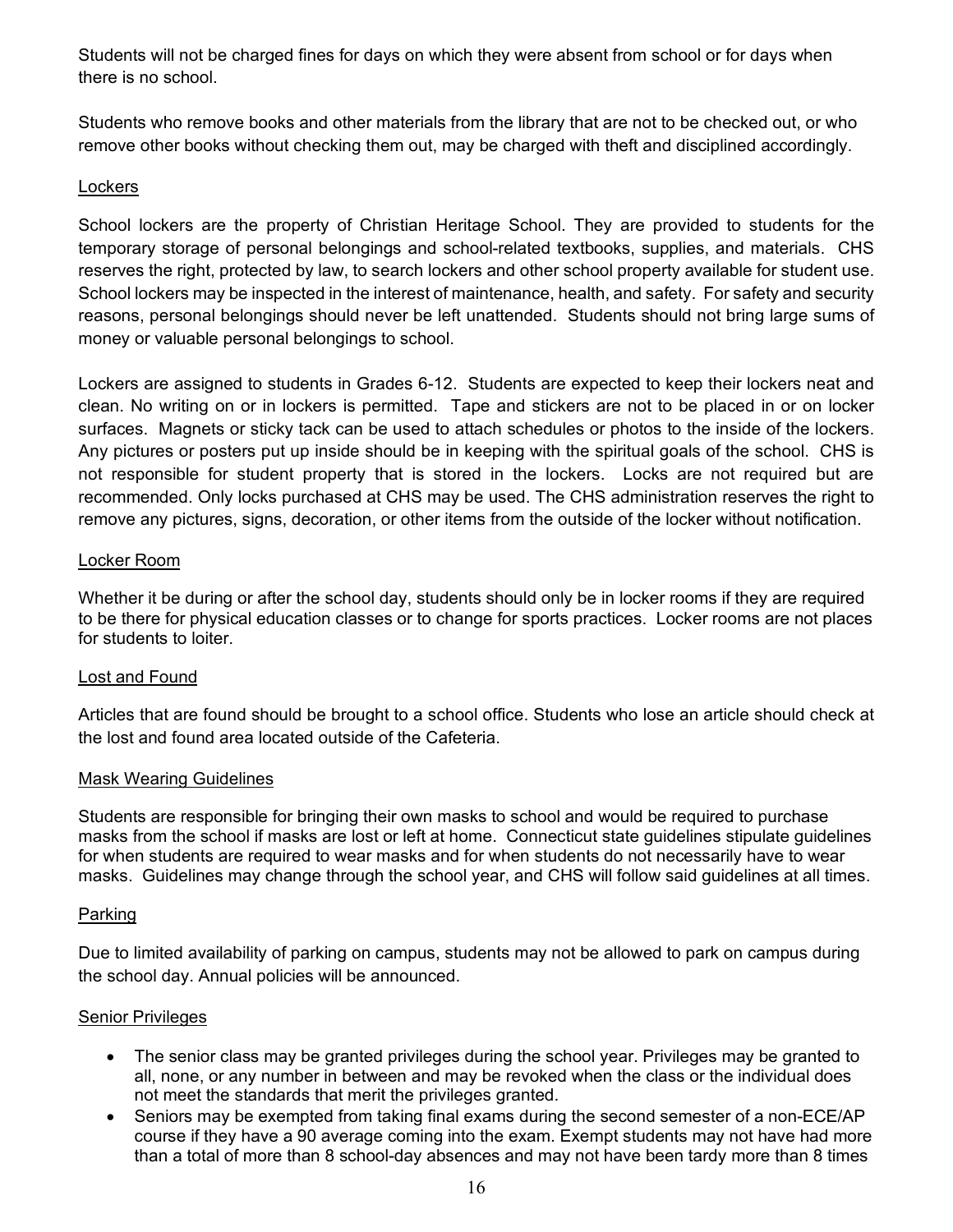Students will not be charged fines for days on which they were absent from school or for days when there is no school.

Students who remove books and other materials from the library that are not to be checked out, or who remove other books without checking them out, may be charged with theft and disciplined accordingly.

### Lockers

School lockers are the property of Christian Heritage School. They are provided to students for the temporary storage of personal belongings and school-related textbooks, supplies, and materials. CHS reserves the right, protected by law, to search lockers and other school property available for student use. School lockers may be inspected in the interest of maintenance, health, and safety. For safety and security reasons, personal belongings should never be left unattended. Students should not bring large sums of money or valuable personal belongings to school.

Lockers are assigned to students in Grades 6-12. Students are expected to keep their lockers neat and clean. No writing on or in lockers is permitted. Tape and stickers are not to be placed in or on locker surfaces. Magnets or sticky tack can be used to attach schedules or photos to the inside of the lockers. Any pictures or posters put up inside should be in keeping with the spiritual goals of the school. CHS is not responsible for student property that is stored in the lockers. Locks are not required but are recommended. Only locks purchased at CHS may be used. The CHS administration reserves the right to remove any pictures, signs, decoration, or other items from the outside of the locker without notification.

### Locker Room

Whether it be during or after the school day, students should only be in locker rooms if they are required to be there for physical education classes or to change for sports practices. Locker rooms are not places for students to loiter.

### Lost and Found

Articles that are found should be brought to a school office. Students who lose an article should check at the lost and found area located outside of the Cafeteria.

### Mask Wearing Guidelines

Students are responsible for bringing their own masks to school and would be required to purchase masks from the school if masks are lost or left at home. Connecticut state guidelines stipulate guidelines for when students are required to wear masks and for when students do not necessarily have to wear masks. Guidelines may change through the school year, and CHS will follow said guidelines at all times.

### Parking

Due to limited availability of parking on campus, students may not be allowed to park on campus during the school day. Annual policies will be announced.

### Senior Privileges

- The senior class may be granted privileges during the school year. Privileges may be granted to all, none, or any number in between and may be revoked when the class or the individual does not meet the standards that merit the privileges granted.
- Seniors may be exempted from taking final exams during the second semester of a non-ECE/AP course if they have a 90 average coming into the exam. Exempt students may not have had more than a total of more than 8 school-day absences and may not have been tardy more than 8 times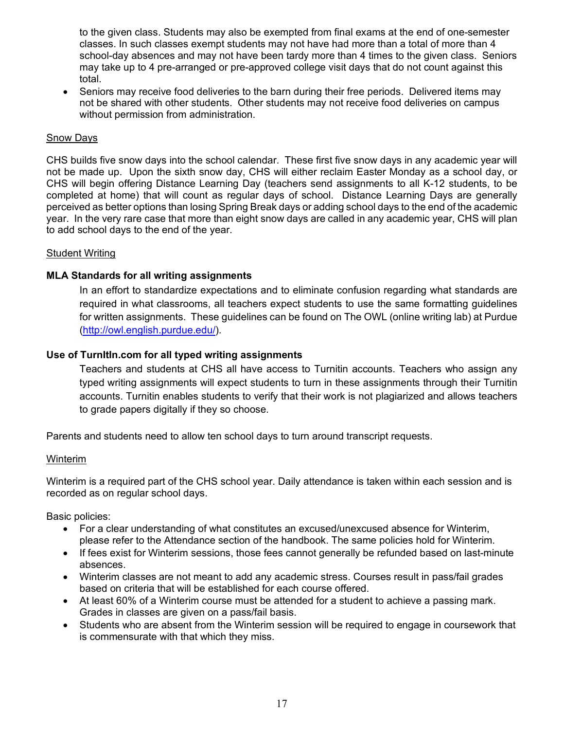to the given class. Students may also be exempted from final exams at the end of one-semester classes. In such classes exempt students may not have had more than a total of more than 4 school-day absences and may not have been tardy more than 4 times to the given class. Seniors may take up to 4 pre-arranged or pre-approved college visit days that do not count against this total.

- Seniors may receive food deliveries to the barn during their free periods. Delivered items may not be shared with other students. Other students may not receive food deliveries on campus without permission from administration.

<u>Snow Days</u>

CHS builds five snow days into the school calendar. These first five snow days in any academic year will not be made up. Upon the sixth snow day, CHS will either reclaim Easter Monday as a school day, or CHS will begin offering Distance Learning Day (teachers send assignments to all K-12 students, to be completed at home) that will count as regular days of school. Distance Learning Days are generally perceived as better options than losing Spring Break days or adding school days to the end of the academic year. In the very rare case that more than eight snow days are called in any academic year, CHS will plan to add school days to the end of the year.

<u>Student Writing</u>

**MLA Standards for all writing assignments**

In an effort to standardize expectations and to eliminate confusion regarding what standards are required in what classrooms, all teachers expect students to use the same formatting guidelines for written assignments. These guidelines can be found on The OWL (online writing lab) at Purdue (http://owl.english.purdue.edu/).

**Use of TurnItIn.com for all typed writing assignments**

Teachers and students at CHS all have access to Turnitin accounts. Teachers who assign any typed writing assignments will expect students to turn in these assignments through their Turnitin accounts. Turnitin enables students to verify that their work is not plagiarized and allows teachers to grade papers digitally if they so choose.

Parents and students need to allow ten school days to turn around transcript requests.

<u>Winterim</u>

Winterim is a required part of the CHS school year. Daily attendance is taken within each session and is recorded as on regular school days.

Basic policies:

- For a clear understanding of what constitutes an excused/unexcused absence for Winterim, please refer to the Attendance section of the handbook. The same policies hold for Winterim.
- If fees exist for Winterim sessions, those fees cannot generally be refunded based on last-minute absences.
- Winterim classes are not meant to add any academic stress. Courses result in pass/fail grades based on criteria that will be established for each course offered.
- At least 60% of a Winterim course must be attended for a student to achieve a passing mark. Grades in classes are given on a pass/fail basis.
- Students who are absent from the Winterim session will be required to engage in coursework that is commensurate with that which they miss.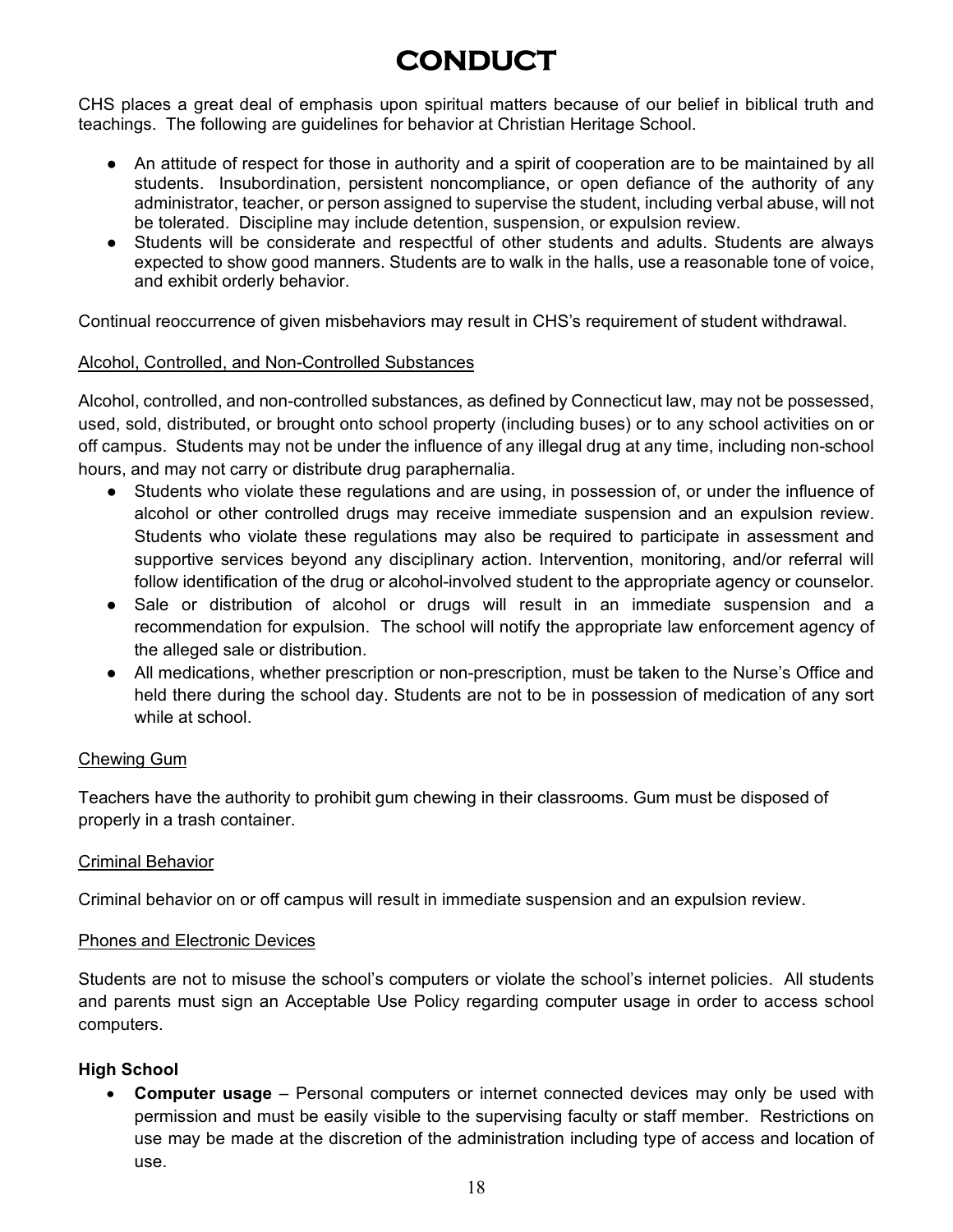# CONDUCT

CHS places a great deal of emphasis upon spiritual matters because of our belief in biblical truth and teachings. The following are guidelines for behavior at Christian Heritage School.

- An attitude of respect for those in authority and a spirit of cooperation are to be maintained by all students. Insubordination, persistent noncompliance, or open defiance of the authority of any administrator, teacher, or person assigned to supervise the student, including verbal abuse, will not be tolerated. Discipline may include detention, suspension, or expulsion review.
- Students will be considerate and respectful of other students and adults. Students are always expected to show good manners. Students are to walk in the halls, use a reasonable tone of voice, and exhibit orderly behavior.

Continual reoccurrence of given misbehaviors may result in CHS's requirement of student withdrawal.

Alcohol, Controlled, and Non-Controlled Substances

Alcohol, controlled, and non-controlled substances, as defined by Connecticut law, may not be possessed, used, sold, distributed, or brought onto school property (including buses) or to any school activities on or off campus. Students may not be under the influence of any illegal drug at any time, including non-school hours, and may not carry or distribute drug paraphernalia.

- Students who violate these regulations and are using, in possession of, or under the influence of alcohol or other controlled drugs may receive immediate suspension and an expulsion review. Students who violate these regulations may also be required to participate in assessment and supportive services beyond any disciplinary action. Intervention, monitoring, and/or referral will follow identification of the drug or alcohol-involved student to the appropriate agency or counselor.
- Sale or distribution of alcohol or drugs will result in an immediate suspension and a recommendation for expulsion. The school will notify the appropriate law enforcement agency of the alleged sale or distribution.
- All medications, whether prescription or non-prescription, must be taken to the Nurse's Office and held there during the school day. Students are not to be in possession of medication of any sort while at school.

Chewing Gum

Teachers have the authority to prohibit gum chewing in their classrooms. Gum must be disposed of properly in a trash container.

Criminal Behavior

Criminal behavior on or off campus will result in immediate suspension and an expulsion review.

Phones and Electronic Devices

Students are not to misuse the school's computers or violate the school's internet policies. All students and parents must sign an Acceptable Use Policy regarding computer usage in order to access school computers.

**High School**

- **Computer usage** – Personal computers or internet connected devices may only be used with permission and must be easily visible to the supervising faculty or staff member. Restrictions on use may be made at the discretion of the administration including type of access and location of use.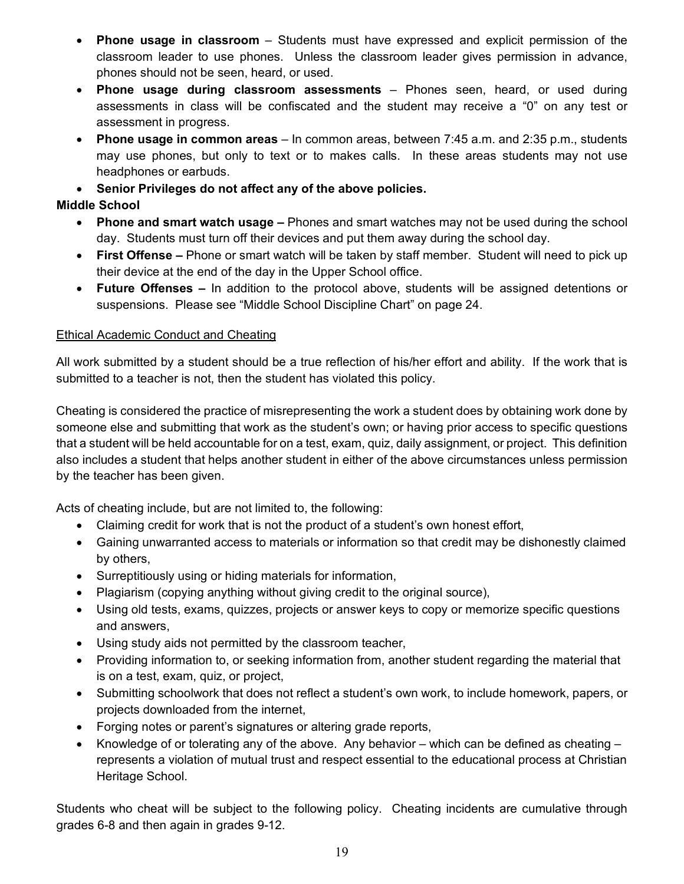- **Phone usage in classroom** – Students must have expressed and explicit permission of the classroom leader to use phones. Unless the classroom leader gives permission in advance, phones should not be seen, heard, or used.
- **Phone usage during classroom assessments** – Phones seen, heard, or used during assessments in class will be confiscated and the student may receive a "0" on any test or assessment in progress.
- **Phone usage in common areas** – In common areas, between 7:45 a.m. and 2:35 p.m., students may use phones, but only to text or to makes calls. In these areas students may not use headphones or earbuds.
- **Senior Privileges do not affect any of the above policies.**

**Middle School**

- **Phone and smart watch usage –** Phones and smart watches may not be used during the school day. Students must turn off their devices and put them away during the school day.
- **First Offense –** Phone or smart watch will be taken by staff member. Student will need to pick up their device at the end of the day in the Upper School office.
- **Future Offenses –** In addition to the protocol above, students will be assigned detentions or suspensions. Please see "Middle School Discipline Chart" on page 24.

<u>Ethical Academic Conduct and Cheating</u>

All work submitted by a student should be a true reflection of his/her effort and ability. If the work that is submitted to a teacher is not, then the student has violated this policy.

Cheating is considered the practice of misrepresenting the work a student does by obtaining work done by someone else and submitting that work as the student's own; or having prior access to specific questions that a student will be held accountable for on a test, exam, quiz, daily assignment, or project. This definition also includes a student that helps another student in either of the above circumstances unless permission by the teacher has been given.

Acts of cheating include, but are not limited to, the following:

- Claiming credit for work that is not the product of a student's own honest effort,
- Gaining unwarranted access to materials or information so that credit may be dishonestly claimed by others,
- Surreptitiously using or hiding materials for information,
- Plagiarism (copying anything without giving credit to the original source),
- Using old tests, exams, quizzes, projects or answer keys to copy or memorize specific questions and answers,
- Using study aids not permitted by the classroom teacher,
- Providing information to, or seeking information from, another student regarding the material that is on a test, exam, quiz, or project,
- Submitting schoolwork that does not reflect a student's own work, to include homework, papers, or projects downloaded from the internet,
- Forging notes or parent's signatures or altering grade reports,
- Knowledge of or tolerating any of the above. Any behavior – which can be defined as cheating – represents a violation of mutual trust and respect essential to the educational process at Christian Heritage School.

Students who cheat will be subject to the following policy. Cheating incidents are cumulative through grades 6-8 and then again in grades 9-12.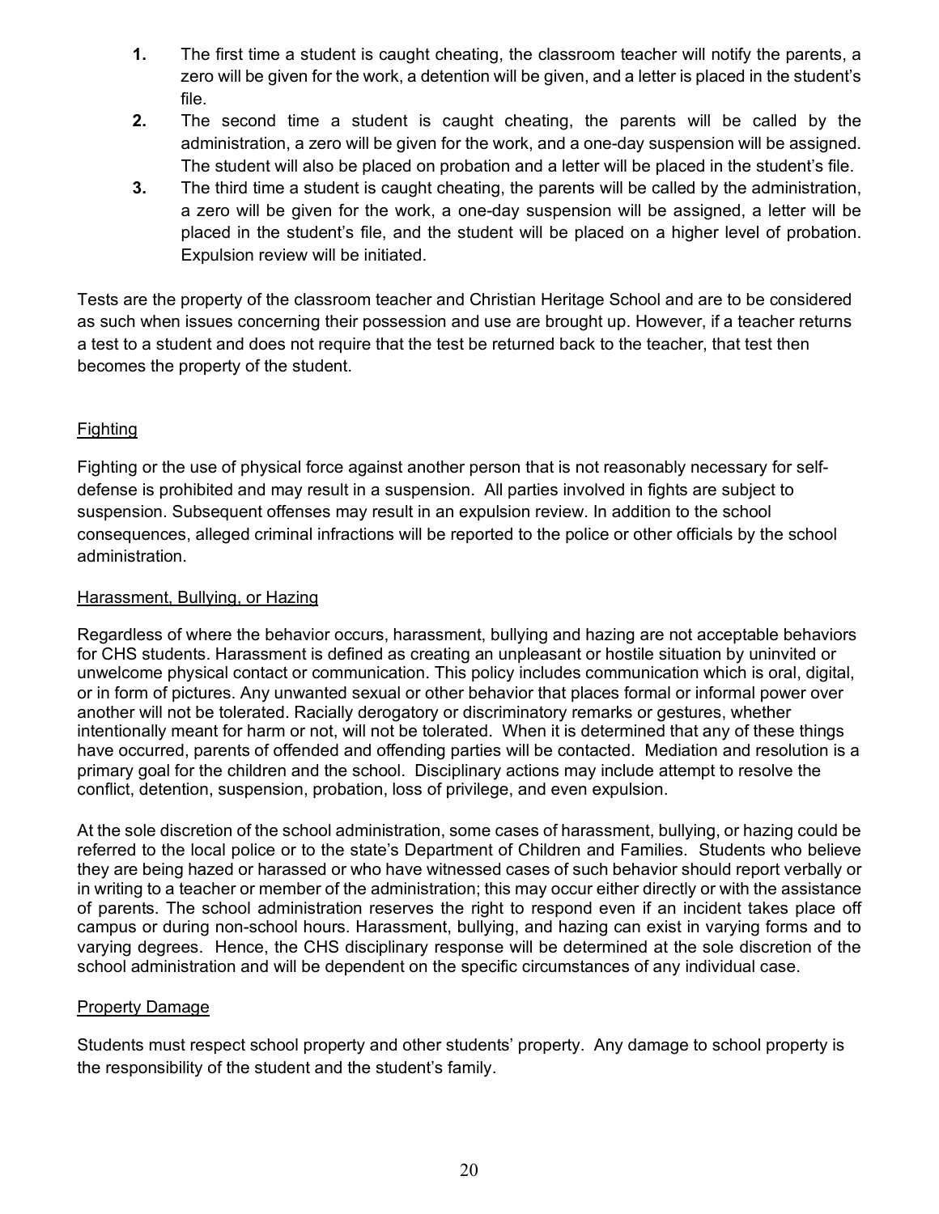1. The first time a student is caught cheating, the classroom teacher will notify the parents, a zero will be given for the work, a detention will be given, and a letter is placed in the student's file.
2. The second time a student is caught cheating, the parents will be called by the administration, a zero will be given for the work, and a one-day suspension will be assigned. The student will also be placed on probation and a letter will be placed in the student's file.
3. The third time a student is caught cheating, the parents will be called by the administration, a zero will be given for the work, a one-day suspension will be assigned, a letter will be placed in the student's file, and the student will be placed on a higher level of probation. Expulsion review will be initiated.

Tests are the property of the classroom teacher and Christian Heritage School and are to be considered as such when issues concerning their possession and use are brought up. However, if a teacher returns a test to a student and does not require that the test be returned back to the teacher, that test then becomes the property of the student.

## Fighting

Fighting or the use of physical force against another person that is not reasonably necessary for self-defense is prohibited and may result in a suspension. All parties involved in fights are subject to suspension. Subsequent offenses may result in an expulsion review. In addition to the school consequences, alleged criminal infractions will be reported to the police or other officials by the school administration.

## Harassment, Bullying, or Hazing

Regardless of where the behavior occurs, harassment, bullying and hazing are not acceptable behaviors for CHS students. Harassment is defined as creating an unpleasant or hostile situation by uninvited or unwelcome physical contact or communication. This policy includes communication which is oral, digital, or in form of pictures. Any unwanted sexual or other behavior that places formal or informal power over another will not be tolerated. Racially derogatory or discriminatory remarks or gestures, whether intentionally meant for harm or not, will not be tolerated. When it is determined that any of these things have occurred, parents of offended and offending parties will be contacted. Mediation and resolution is a primary goal for the children and the school. Disciplinary actions may include attempt to resolve the conflict, detention, suspension, probation, loss of privilege, and even expulsion.

At the sole discretion of the school administration, some cases of harassment, bullying, or hazing could be referred to the local police or to the state's Department of Children and Families. Students who believe they are being hazed or harassed or who have witnessed cases of such behavior should report verbally or in writing to a teacher or member of the administration; this may occur either directly or with the assistance of parents. The school administration reserves the right to respond even if an incident takes place off campus or during non-school hours. Harassment, bullying, and hazing can exist in varying forms and to varying degrees. Hence, the CHS disciplinary response will be determined at the sole discretion of the school administration and will be dependent on the specific circumstances of any individual case.

## Property Damage

Students must respect school property and other students' property. Any damage to school property is the responsibility of the student and the student's family.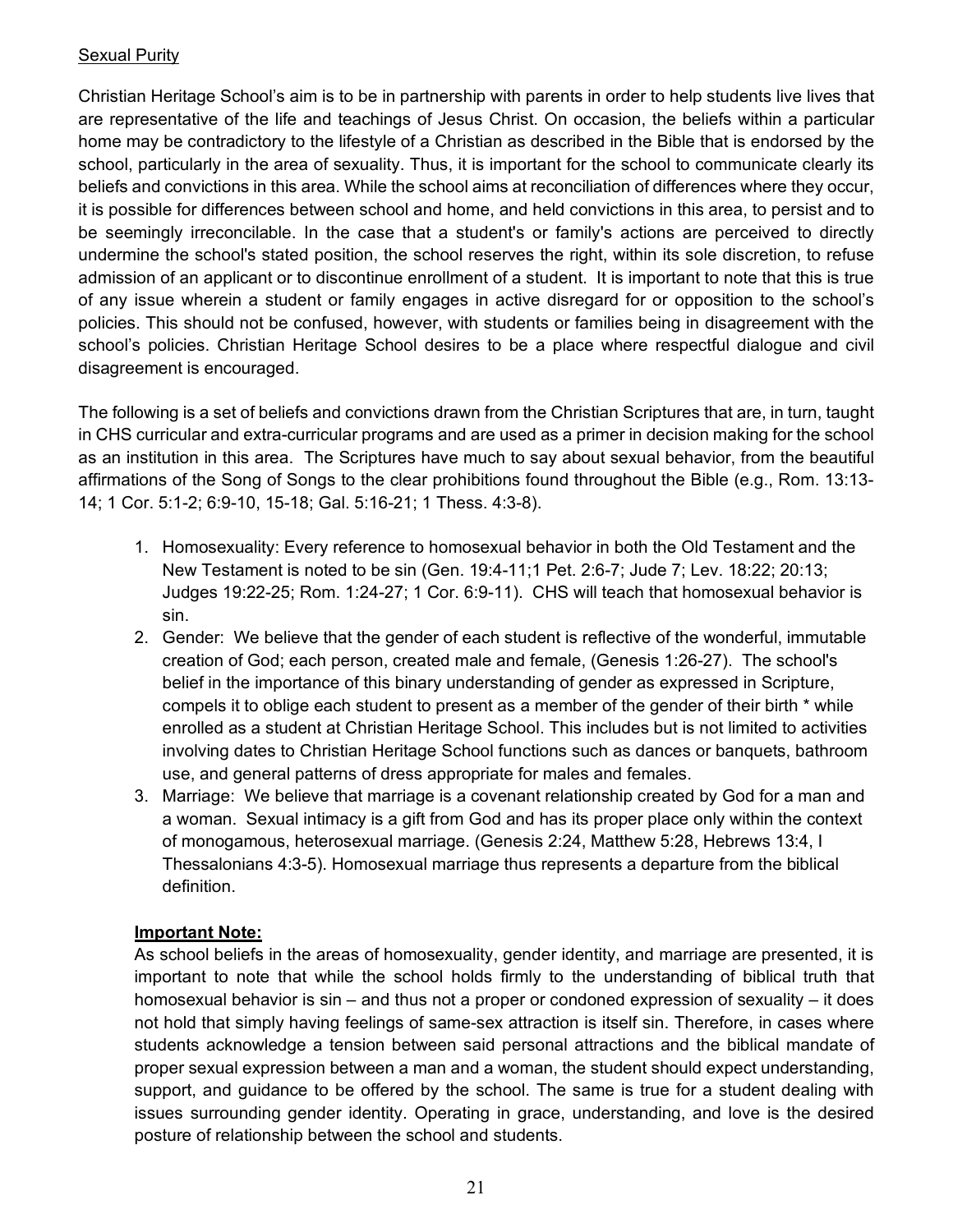Sexual Purity

Christian Heritage School's aim is to be in partnership with parents in order to help students live lives that are representative of the life and teachings of Jesus Christ. On occasion, the beliefs within a particular home may be contradictory to the lifestyle of a Christian as described in the Bible that is endorsed by the school, particularly in the area of sexuality. Thus, it is important for the school to communicate clearly its beliefs and convictions in this area. While the school aims at reconciliation of differences where they occur, it is possible for differences between school and home, and held convictions in this area, to persist and to be seemingly irreconcilable. In the case that a student's or family's actions are perceived to directly undermine the school's stated position, the school reserves the right, within its sole discretion, to refuse admission of an applicant or to discontinue enrollment of a student. It is important to note that this is true of any issue wherein a student or family engages in active disregard for or opposition to the school's policies. This should not be confused, however, with students or families being in disagreement with the school's policies. Christian Heritage School desires to be a place where respectful dialogue and civil disagreement is encouraged.

The following is a set of beliefs and convictions drawn from the Christian Scriptures that are, in turn, taught in CHS curricular and extra-curricular programs and are used as a primer in decision making for the school as an institution in this area. The Scriptures have much to say about sexual behavior, from the beautiful affirmations of the Song of Songs to the clear prohibitions found throughout the Bible (e.g., Rom. 13:13-14; 1 Cor. 5:1-2; 6:9-10, 15-18; Gal. 5:16-21; 1 Thess. 4:3-8).

1. Homosexuality: Every reference to homosexual behavior in both the Old Testament and the New Testament is noted to be sin (Gen. 19:4-11;1 Pet. 2:6-7; Jude 7; Lev. 18:22; 20:13; Judges 19:22-25; Rom. 1:24-27; 1 Cor. 6:9-11). CHS will teach that homosexual behavior is sin.
2. Gender: We believe that the gender of each student is reflective of the wonderful, immutable creation of God; each person, created male and female, (Genesis 1:26-27). The school's belief in the importance of this binary understanding of gender as expressed in Scripture, compels it to oblige each student to present as a member of the gender of their birth * while enrolled as a student at Christian Heritage School. This includes but is not limited to activities involving dates to Christian Heritage School functions such as dances or banquets, bathroom use, and general patterns of dress appropriate for males and females.
3. Marriage: We believe that marriage is a covenant relationship created by God for a man and a woman. Sexual intimacy is a gift from God and has its proper place only within the context of monogamous, heterosexual marriage. (Genesis 2:24, Matthew 5:28, Hebrews 13:4, I Thessalonians 4:3-5). Homosexual marriage thus represents a departure from the biblical definition.

**Important Note:**

As school beliefs in the areas of homosexuality, gender identity, and marriage are presented, it is important to note that while the school holds firmly to the understanding of biblical truth that homosexual behavior is sin – and thus not a proper or condoned expression of sexuality – it does not hold that simply having feelings of same-sex attraction is itself sin. Therefore, in cases where students acknowledge a tension between said personal attractions and the biblical mandate of proper sexual expression between a man and a woman, the student should expect understanding, support, and guidance to be offered by the school. The same is true for a student dealing with issues surrounding gender identity. Operating in grace, understanding, and love is the desired posture of relationship between the school and students.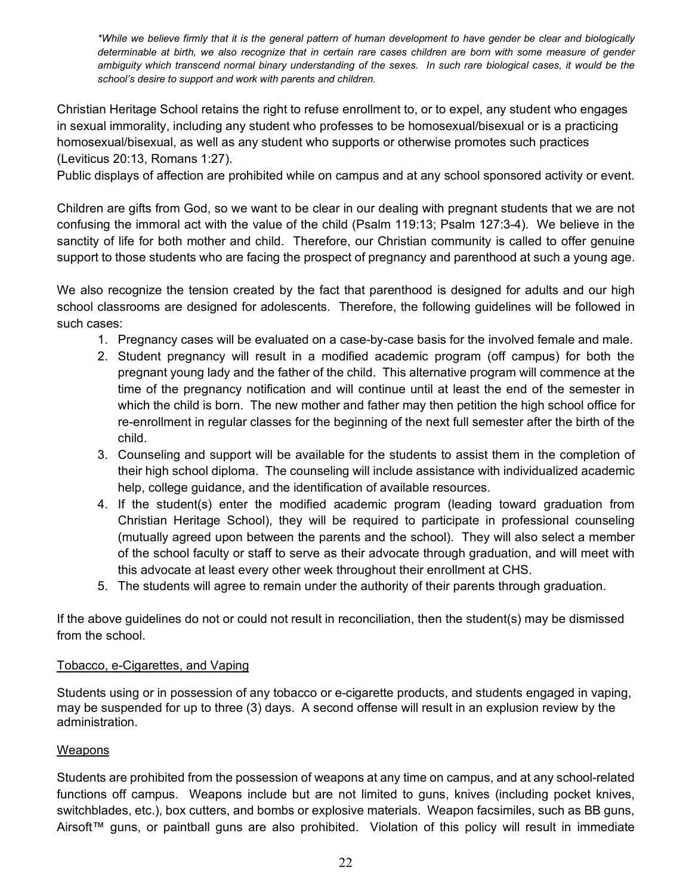*\*While we believe firmly that it is the general pattern of human development to have gender be clear and biologically determinable at birth, we also recognize that in certain rare cases children are born with some measure of gender ambiguity which transcend normal binary understanding of the sexes. In such rare biological cases, it would be the school's desire to support and work with parents and children.*

Christian Heritage School retains the right to refuse enrollment to, or to expel, any student who engages in sexual immorality, including any student who professes to be homosexual/bisexual or is a practicing homosexual/bisexual, as well as any student who supports or otherwise promotes such practices (Leviticus 20:13, Romans 1:27).
Public displays of affection are prohibited while on campus and at any school sponsored activity or event.

Children are gifts from God, so we want to be clear in our dealing with pregnant students that we are not confusing the immoral act with the value of the child (Psalm 119:13; Psalm 127:3-4). We believe in the sanctity of life for both mother and child. Therefore, our Christian community is called to offer genuine support to those students who are facing the prospect of pregnancy and parenthood at such a young age.

We also recognize the tension created by the fact that parenthood is designed for adults and our high school classrooms are designed for adolescents. Therefore, the following guidelines will be followed in such cases:

1. Pregnancy cases will be evaluated on a case-by-case basis for the involved female and male.
2. Student pregnancy will result in a modified academic program (off campus) for both the pregnant young lady and the father of the child. This alternative program will commence at the time of the pregnancy notification and will continue until at least the end of the semester in which the child is born. The new mother and father may then petition the high school office for re-enrollment in regular classes for the beginning of the next full semester after the birth of the child.
3. Counseling and support will be available for the students to assist them in the completion of their high school diploma. The counseling will include assistance with individualized academic help, college guidance, and the identification of available resources.
4. If the student(s) enter the modified academic program (leading toward graduation from Christian Heritage School), they will be required to participate in professional counseling (mutually agreed upon between the parents and the school). They will also select a member of the school faculty or staff to serve as their advocate through graduation, and will meet with this advocate at least every other week throughout their enrollment at CHS.
5. The students will agree to remain under the authority of their parents through graduation.

If the above guidelines do not or could not result in reconciliation, then the student(s) may be dismissed from the school.

<u>Tobacco, e-Cigarettes, and Vaping</u>

Students using or in possession of any tobacco or e-cigarette products, and students engaged in vaping, may be suspended for up to three (3) days. A second offense will result in an explusion review by the administration.

<u>Weapons</u>

Students are prohibited from the possession of weapons at any time on campus, and at any school-related functions off campus. Weapons include but are not limited to guns, knives (including pocket knives, switchblades, etc.), box cutters, and bombs or explosive materials. Weapon facsimiles, such as BB guns, Airsoft™ guns, or paintball guns are also prohibited. Violation of this policy will result in immediate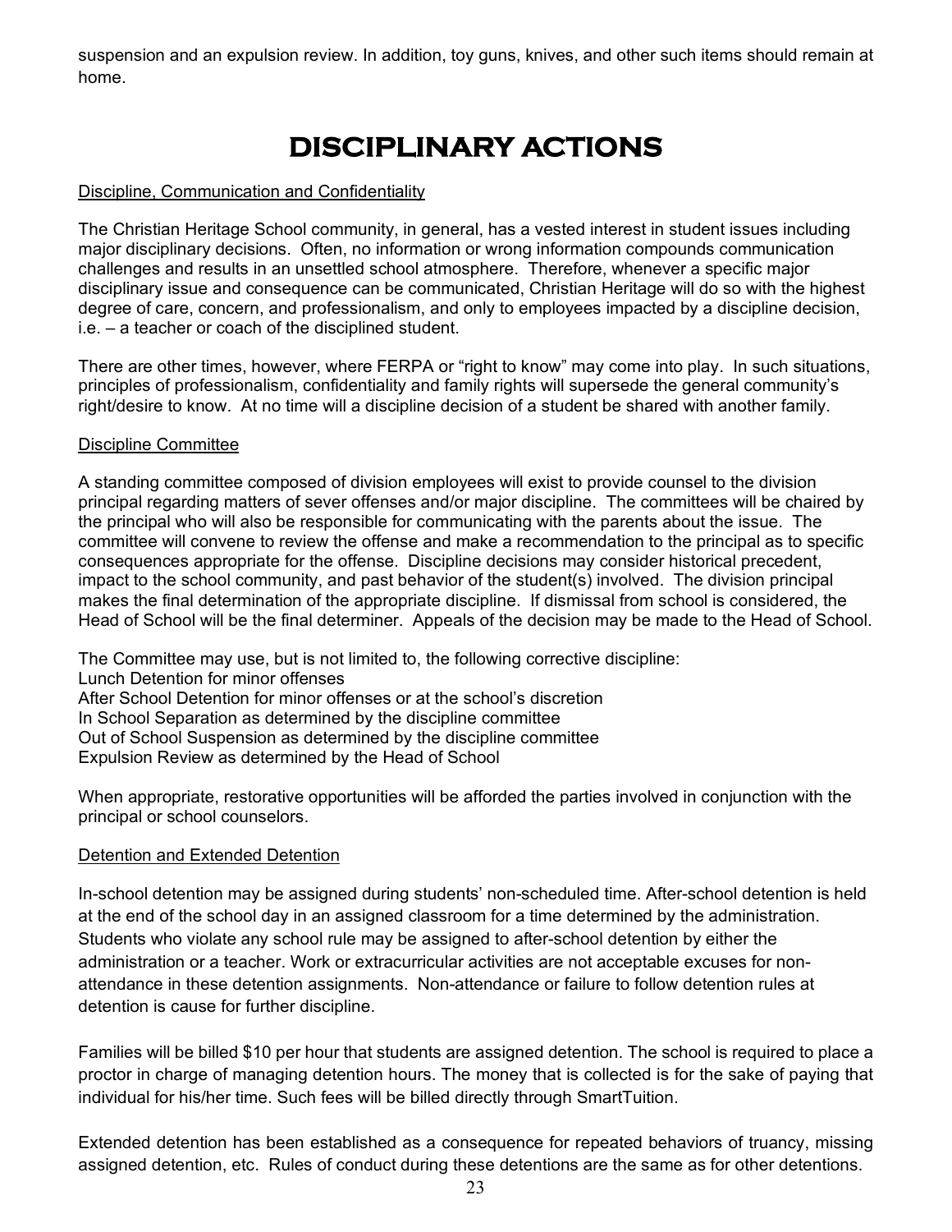suspension and an expulsion review. In addition, toy guns, knives, and other such items should remain at home.

# DISCIPLINARY ACTIONS

Discipline, Communication and Confidentiality

The Christian Heritage School community, in general, has a vested interest in student issues including major disciplinary decisions. Often, no information or wrong information compounds communication challenges and results in an unsettled school atmosphere. Therefore, whenever a specific major disciplinary issue and consequence can be communicated, Christian Heritage will do so with the highest degree of care, concern, and professionalism, and only to employees impacted by a discipline decision, i.e. – a teacher or coach of the disciplined student.

There are other times, however, where FERPA or "right to know" may come into play. In such situations, principles of professionalism, confidentiality and family rights will supersede the general community's right/desire to know. At no time will a discipline decision of a student be shared with another family.

Discipline Committee

A standing committee composed of division employees will exist to provide counsel to the division principal regarding matters of sever offenses and/or major discipline. The committees will be chaired by the principal who will also be responsible for communicating with the parents about the issue. The committee will convene to review the offense and make a recommendation to the principal as to specific consequences appropriate for the offense. Discipline decisions may consider historical precedent, impact to the school community, and past behavior of the student(s) involved. The division principal makes the final determination of the appropriate discipline. If dismissal from school is considered, the Head of School will be the final determiner. Appeals of the decision may be made to the Head of School.

The Committee may use, but is not limited to, the following corrective discipline:
Lunch Detention for minor offenses
After School Detention for minor offenses or at the school's discretion
In School Separation as determined by the discipline committee
Out of School Suspension as determined by the discipline committee
Expulsion Review as determined by the Head of School

When appropriate, restorative opportunities will be afforded the parties involved in conjunction with the principal or school counselors.

Detention and Extended Detention

In-school detention may be assigned during students' non-scheduled time. After-school detention is held at the end of the school day in an assigned classroom for a time determined by the administration. Students who violate any school rule may be assigned to after-school detention by either the administration or a teacher. Work or extracurricular activities are not acceptable excuses for non-attendance in these detention assignments. Non-attendance or failure to follow detention rules at detention is cause for further discipline.

Families will be billed $10 per hour that students are assigned detention. The school is required to place a proctor in charge of managing detention hours. The money that is collected is for the sake of paying that individual for his/her time. Such fees will be billed directly through SmartTuition.

Extended detention has been established as a consequence for repeated behaviors of truancy, missing assigned detention, etc. Rules of conduct during these detentions are the same as for other detentions.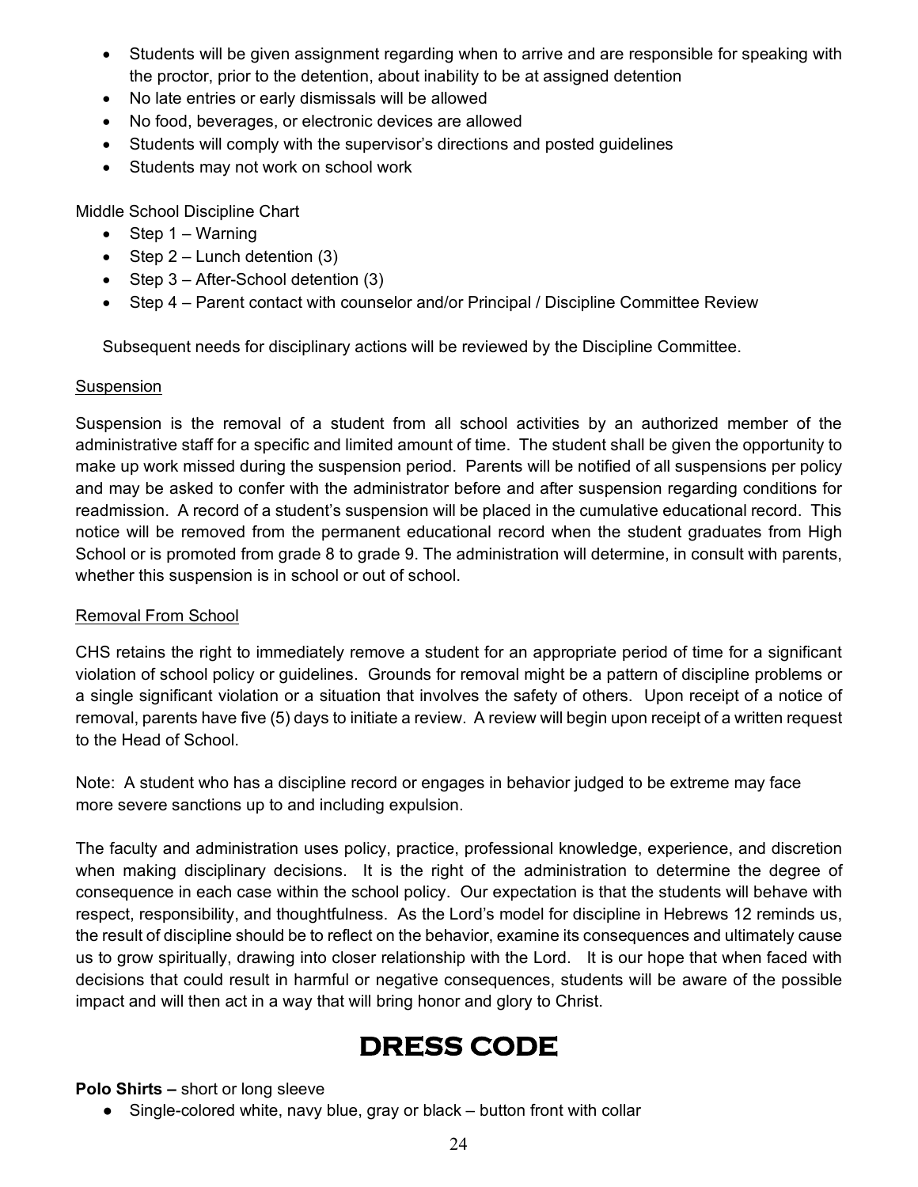- Students will be given assignment regarding when to arrive and are responsible for speaking with the proctor, prior to the detention, about inability to be at assigned detention
- No late entries or early dismissals will be allowed
- No food, beverages, or electronic devices are allowed
- Students will comply with the supervisor's directions and posted guidelines
- Students may not work on school work

Middle School Discipline Chart

- Step 1 – Warning
- Step 2 – Lunch detention (3)
- Step 3 – After-School detention (3)
- Step 4 – Parent contact with counselor and/or Principal / Discipline Committee Review

Subsequent needs for disciplinary actions will be reviewed by the Discipline Committee.

<u>Suspension</u>

Suspension is the removal of a student from all school activities by an authorized member of the administrative staff for a specific and limited amount of time. The student shall be given the opportunity to make up work missed during the suspension period. Parents will be notified of all suspensions per policy and may be asked to confer with the administrator before and after suspension regarding conditions for readmission. A record of a student's suspension will be placed in the cumulative educational record. This notice will be removed from the permanent educational record when the student graduates from High School or is promoted from grade 8 to grade 9. The administration will determine, in consult with parents, whether this suspension is in school or out of school.

<u>Removal From School</u>

CHS retains the right to immediately remove a student for an appropriate period of time for a significant violation of school policy or guidelines. Grounds for removal might be a pattern of discipline problems or a single significant violation or a situation that involves the safety of others. Upon receipt of a notice of removal, parents have five (5) days to initiate a review. A review will begin upon receipt of a written request to the Head of School.

Note: A student who has a discipline record or engages in behavior judged to be extreme may face more severe sanctions up to and including expulsion.

The faculty and administration uses policy, practice, professional knowledge, experience, and discretion when making disciplinary decisions. It is the right of the administration to determine the degree of consequence in each case within the school policy. Our expectation is that the students will behave with respect, responsibility, and thoughtfulness. As the Lord's model for discipline in Hebrews 12 reminds us, the result of discipline should be to reflect on the behavior, examine its consequences and ultimately cause us to grow spiritually, drawing into closer relationship with the Lord. It is our hope that when faced with decisions that could result in harmful or negative consequences, students will be aware of the possible impact and will then act in a way that will bring honor and glory to Christ.

# DRESS CODE

**Polo Shirts –** short or long sleeve

- Single-colored white, navy blue, gray or black – button front with collar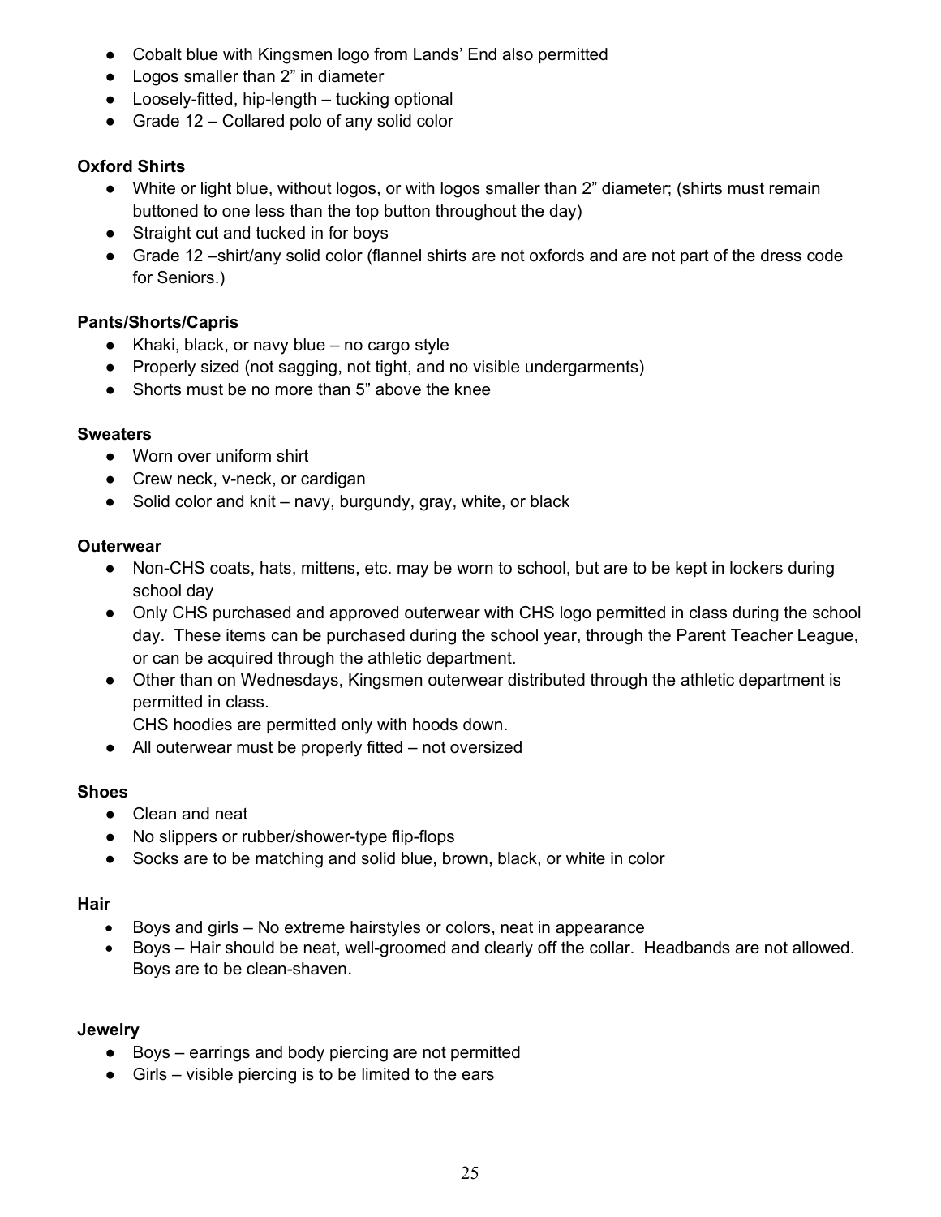- Cobalt blue with Kingsmen logo from Lands' End also permitted
- Logos smaller than 2" in diameter
- Loosely-fitted, hip-length – tucking optional
- Grade 12 – Collared polo of any solid color

**Oxford Shirts**

- White or light blue, without logos, or with logos smaller than 2" diameter; (shirts must remain buttoned to one less than the top button throughout the day)
- Straight cut and tucked in for boys
- Grade 12 –shirt/any solid color (flannel shirts are not oxfords and are not part of the dress code for Seniors.)

**Pants/Shorts/Capris**

- Khaki, black, or navy blue – no cargo style
- Properly sized (not sagging, not tight, and no visible undergarments)
- Shorts must be no more than 5" above the knee

**Sweaters**

- Worn over uniform shirt
- Crew neck, v-neck, or cardigan
- Solid color and knit – navy, burgundy, gray, white, or black

**Outerwear**

- Non-CHS coats, hats, mittens, etc. may be worn to school, but are to be kept in lockers during school day
- Only CHS purchased and approved outerwear with CHS logo permitted in class during the school day. These items can be purchased during the school year, through the Parent Teacher League, or can be acquired through the athletic department.
- Other than on Wednesdays, Kingsmen outerwear distributed through the athletic department is permitted in class.
  CHS hoodies are permitted only with hoods down.
- All outerwear must be properly fitted – not oversized

**Shoes**

- Clean and neat
- No slippers or rubber/shower-type flip-flops
- Socks are to be matching and solid blue, brown, black, or white in color

**Hair**

- Boys and girls – No extreme hairstyles or colors, neat in appearance
- Boys – Hair should be neat, well-groomed and clearly off the collar. Headbands are not allowed. Boys are to be clean-shaven.

**Jewelry**

- Boys – earrings and body piercing are not permitted
- Girls – visible piercing is to be limited to the ears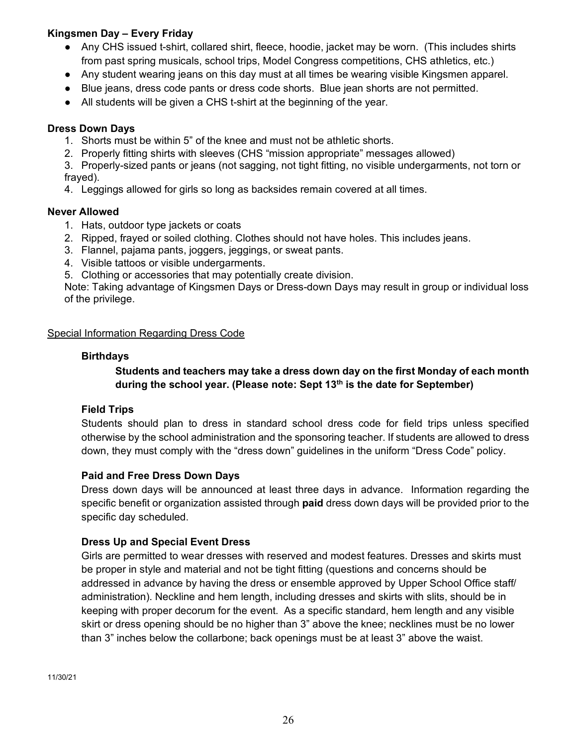**Kingsmen Day – Every Friday**

- Any CHS issued t-shirt, collared shirt, fleece, hoodie, jacket may be worn. (This includes shirts from past spring musicals, school trips, Model Congress competitions, CHS athletics, etc.)
- Any student wearing jeans on this day must at all times be wearing visible Kingsmen apparel.
- Blue jeans, dress code pants or dress code shorts. Blue jean shorts are not permitted.
- All students will be given a CHS t-shirt at the beginning of the year.

**Dress Down Days**

1. Shorts must be within 5" of the knee and must not be athletic shorts.
2. Properly fitting shirts with sleeves (CHS "mission appropriate" messages allowed)
3. Properly-sized pants or jeans (not sagging, not tight fitting, no visible undergarments, not torn or frayed).
4. Leggings allowed for girls so long as backsides remain covered at all times.

**Never Allowed**

1. Hats, outdoor type jackets or coats
2. Ripped, frayed or soiled clothing. Clothes should not have holes. This includes jeans.
3. Flannel, pajama pants, joggers, jeggings, or sweat pants.
4. Visible tattoos or visible undergarments.
5. Clothing or accessories that may potentially create division.

Note: Taking advantage of Kingsmen Days or Dress-down Days may result in group or individual loss of the privilege.

Special Information Regarding Dress Code

**Birthdays**

**Students and teachers may take a dress down day on the first Monday of each month during the school year. (Please note: Sept 13th is the date for September)**

**Field Trips**

Students should plan to dress in standard school dress code for field trips unless specified otherwise by the school administration and the sponsoring teacher. If students are allowed to dress down, they must comply with the "dress down" guidelines in the uniform "Dress Code" policy.

**Paid and Free Dress Down Days**

Dress down days will be announced at least three days in advance. Information regarding the specific benefit or organization assisted through **paid** dress down days will be provided prior to the specific day scheduled.

**Dress Up and Special Event Dress**

Girls are permitted to wear dresses with reserved and modest features. Dresses and skirts must be proper in style and material and not be tight fitting (questions and concerns should be addressed in advance by having the dress or ensemble approved by Upper School Office staff/ administration). Neckline and hem length, including dresses and skirts with slits, should be in keeping with proper decorum for the event. As a specific standard, hem length and any visible skirt or dress opening should be no higher than 3" above the knee; necklines must be no lower than 3" inches below the collarbone; back openings must be at least 3" above the waist.

11/30/21